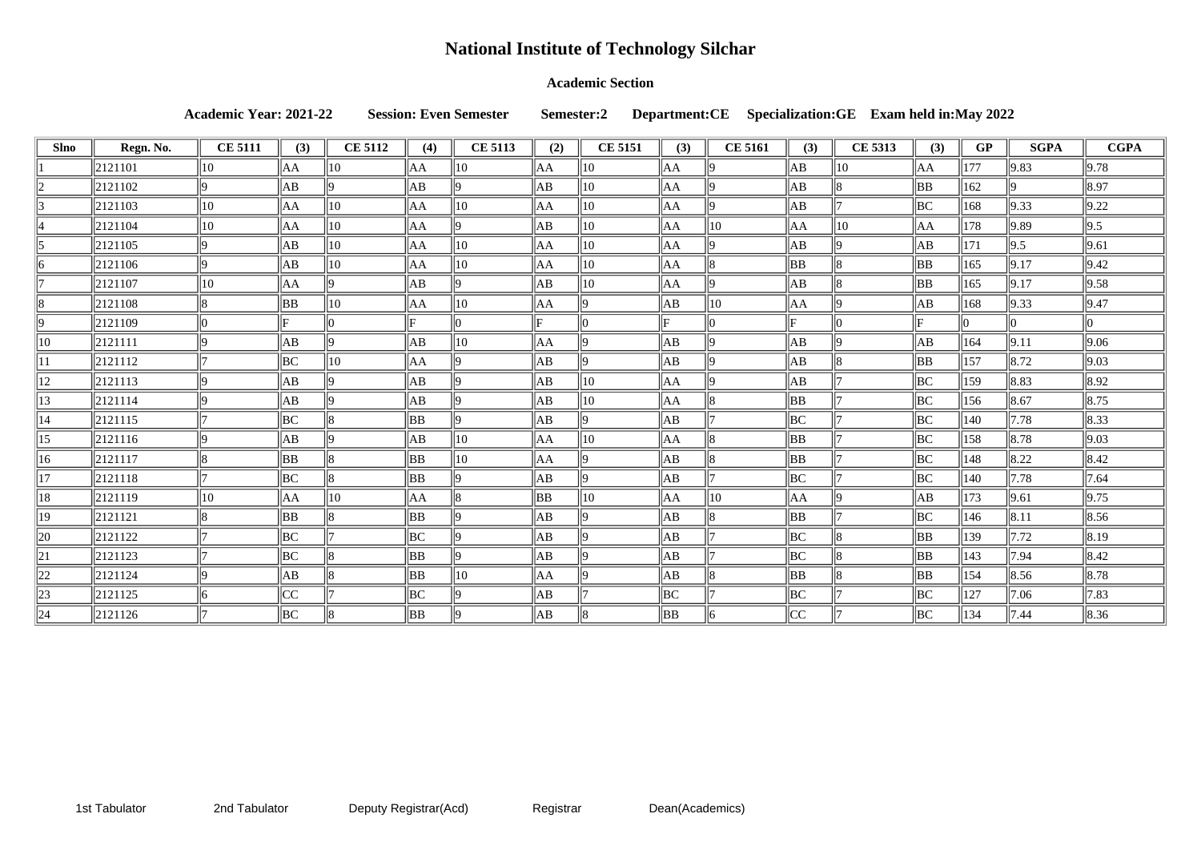# National Institute of Technology Silchar

**Academic Section**

**Academic Year: 2021-22 Session: Even Semester Semester:2 Department:CE Specialization:GE Exam held in:May 2022**

| Slno | Regn. No. | CE 5111 | (3) | CE 5112 | (4) | CE 5113 | (2) | CE 5151 | (3) | CE 5161 | (3) | CE 5313 | (3) | GP | SGPA | CGPA |
|---|---|---|---|---|---|---|---|---|---|---|---|---|---|---|---|---|
| 1 | 2121101 | 10 | AA | 10 | AA | 10 | AA | 10 | AA | 9 | AB | 10 | AA | 177 | 9.83 | 9.78 |
| 2 | 2121102 | 9 | AB | 9 | AB | 9 | AB | 10 | AA | 9 | AB | 8 | BB | 162 | 9 | 8.97 |
| 3 | 2121103 | 10 | AA | 10 | AA | 10 | AA | 10 | AA | 9 | AB | 7 | BC | 168 | 9.33 | 9.22 |
| 4 | 2121104 | 10 | AA | 10 | AA | 9 | AB | 10 | AA | 10 | AA | 10 | AA | 178 | 9.89 | 9.5 |
| 5 | 2121105 | 9 | AB | 10 | AA | 10 | AA | 10 | AA | 9 | AB | 9 | AB | 171 | 9.5 | 9.61 |
| 6 | 2121106 | 9 | AB | 10 | AA | 10 | AA | 10 | AA | 8 | BB | 8 | BB | 165 | 9.17 | 9.42 |
| 7 | 2121107 | 10 | AA | 9 | AB | 9 | AB | 10 | AA | 9 | AB | 8 | BB | 165 | 9.17 | 9.58 |
| 8 | 2121108 | 8 | BB | 10 | AA | 10 | AA | 9 | AB | 10 | AA | 9 | AB | 168 | 9.33 | 9.47 |
| 9 | 2121109 | 0 | F | 0 | F | 0 | F | 0 | F | 0 | F | 0 | F | 0 | 0 | 0 |
| 10 | 2121111 | 9 | AB | 9 | AB | 10 | AA | 9 | AB | 9 | AB | 9 | AB | 164 | 9.11 | 9.06 |
| 11 | 2121112 | 7 | BC | 10 | AA | 9 | AB | 9 | AB | 9 | AB | 8 | BB | 157 | 8.72 | 9.03 |
| 12 | 2121113 | 9 | AB | 9 | AB | 9 | AB | 10 | AA | 9 | AB | 7 | BC | 159 | 8.83 | 8.92 |
| 13 | 2121114 | 9 | AB | 9 | AB | 9 | AB | 10 | AA | 8 | BB | 7 | BC | 156 | 8.67 | 8.75 |
| 14 | 2121115 | 7 | BC | 8 | BB | 9 | AB | 9 | AB | 7 | BC | 7 | BC | 140 | 7.78 | 8.33 |
| 15 | 2121116 | 9 | AB | 9 | AB | 10 | AA | 10 | AA | 8 | BB | 7 | BC | 158 | 8.78 | 9.03 |
| 16 | 2121117 | 8 | BB | 8 | BB | 10 | AA | 9 | AB | 8 | BB | 7 | BC | 148 | 8.22 | 8.42 |
| 17 | 2121118 | 7 | BC | 8 | BB | 9 | AB | 9 | AB | 7 | BC | 7 | BC | 140 | 7.78 | 7.64 |
| 18 | 2121119 | 10 | AA | 10 | AA | 8 | BB | 10 | AA | 10 | AA | 9 | AB | 173 | 9.61 | 9.75 |
| 19 | 2121121 | 8 | BB | 8 | BB | 9 | AB | 9 | AB | 8 | BB | 7 | BC | 146 | 8.11 | 8.56 |
| 20 | 2121122 | 7 | BC | 7 | BC | 9 | AB | 9 | AB | 7 | BC | 8 | BB | 139 | 7.72 | 8.19 |
| 21 | 2121123 | 7 | BC | 8 | BB | 9 | AB | 9 | AB | 7 | BC | 8 | BB | 143 | 7.94 | 8.42 |
| 22 | 2121124 | 9 | AB | 8 | BB | 10 | AA | 9 | AB | 8 | BB | 8 | BB | 154 | 8.56 | 8.78 |
| 23 | 2121125 | 6 | CC | 7 | BC | 9 | AB | 7 | BC | 7 | BC | 7 | BC | 127 | 7.06 | 7.83 |
| 24 | 2121126 | 7 | BC | 8 | BB | 9 | AB | 8 | BB | 6 | CC | 7 | BC | 134 | 7.44 | 8.36 |

1st Tabulator 2nd Tabulator Deputy Registrar(Acd) Registrar Dean(Academics)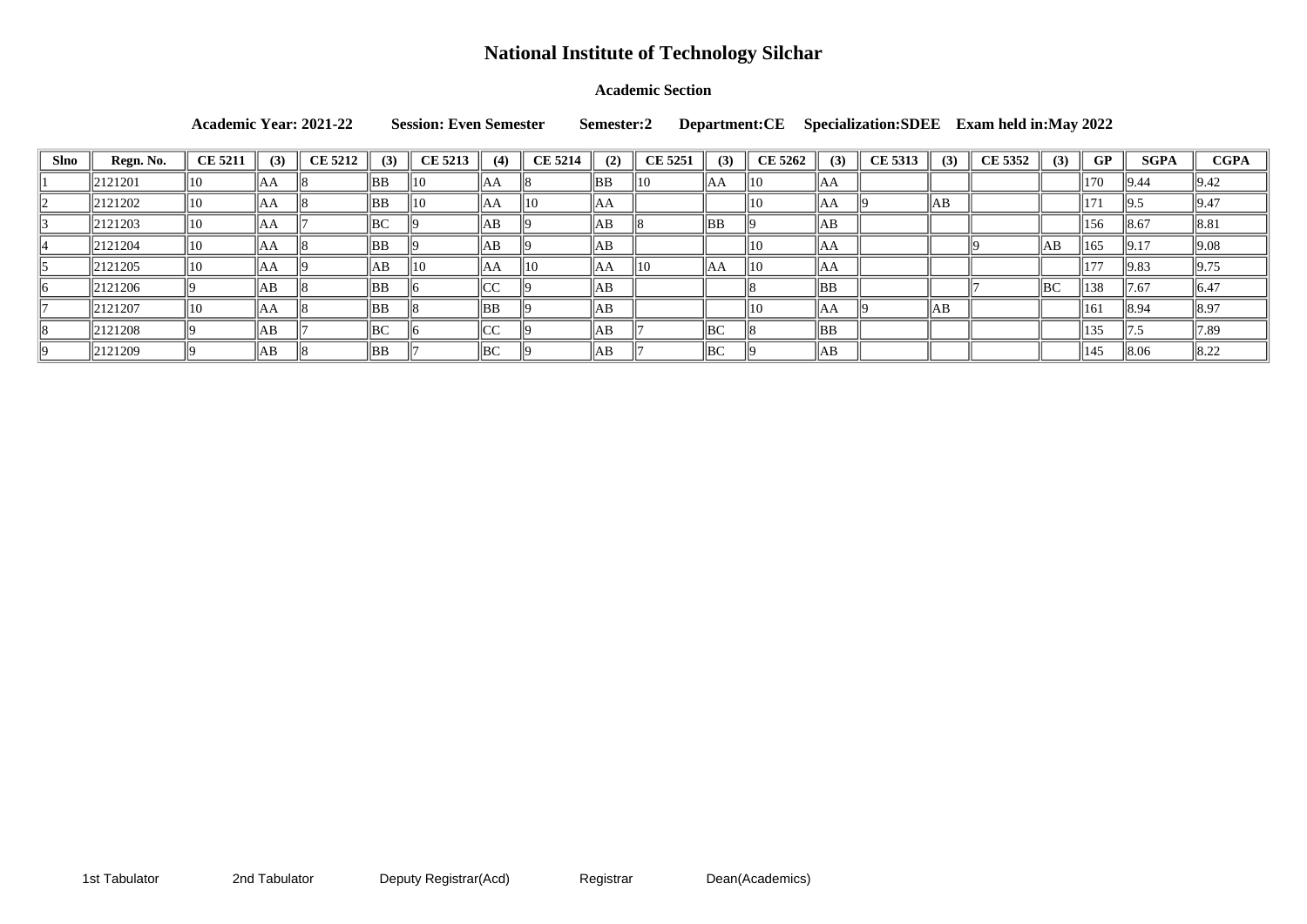# National Institute of Technology Silchar

### Academic Section

**Academic Year: 2021-22 Session: Even Semester Semester:2 Department:CE Specialization:SDEE Exam held in:May 2022**

| Slno | Regn. No. | CE 5211 | (3) | CE 5212 | (3) | CE 5213 | (4) | CE 5214 | (2) | CE 5251 | (3) | CE 5262 | (3) | CE 5313 | (3) | CE 5352 | (3) | GP | SGPA | CGPA |
|---|---|---|---|---|---|---|---|---|---|---|---|---|---|---|---|---|---|---|---|---|
| 1 | 2121201 | 10 | AA | 8 | BB | 10 | AA | 8 | BB | 10 | AA | 10 | AA | | | | | 170 | 9.44 | 9.42 |
| 2 | 2121202 | 10 | AA | 8 | BB | 10 | AA | 10 | AA | | | 10 | AA | 9 | AB | | | 171 | 9.5 | 9.47 |
| 3 | 2121203 | 10 | AA | 7 | BC | 9 | AB | 9 | AB | 8 | BB | 9 | AB | | | | | 156 | 8.67 | 8.81 |
| 4 | 2121204 | 10 | AA | 8 | BB | 9 | AB | 9 | AB | | | 10 | AA | | | 9 | AB | 165 | 9.17 | 9.08 |
| 5 | 2121205 | 10 | AA | 9 | AB | 10 | AA | 10 | AA | 10 | AA | 10 | AA | | | | | 177 | 9.83 | 9.75 |
| 6 | 2121206 | 9 | AB | 8 | BB | 6 | CC | 9 | AB | | | 8 | BB | | | 7 | BC | 138 | 7.67 | 6.47 |
| 7 | 2121207 | 10 | AA | 8 | BB | 8 | BB | 9 | AB | | | 10 | AA | 9 | AB | | | 161 | 8.94 | 8.97 |
| 8 | 2121208 | 9 | AB | 7 | BC | 6 | CC | 9 | AB | 7 | BC | 8 | BB | | | | | 135 | 7.5 | 7.89 |
| 9 | 2121209 | 9 | AB | 8 | BB | 7 | BC | 9 | AB | 7 | BC | 9 | AB | | | | | 145 | 8.06 | 8.22 |

1st Tabulator 2nd Tabulator Deputy Registrar(Acd) Registrar Dean(Academics)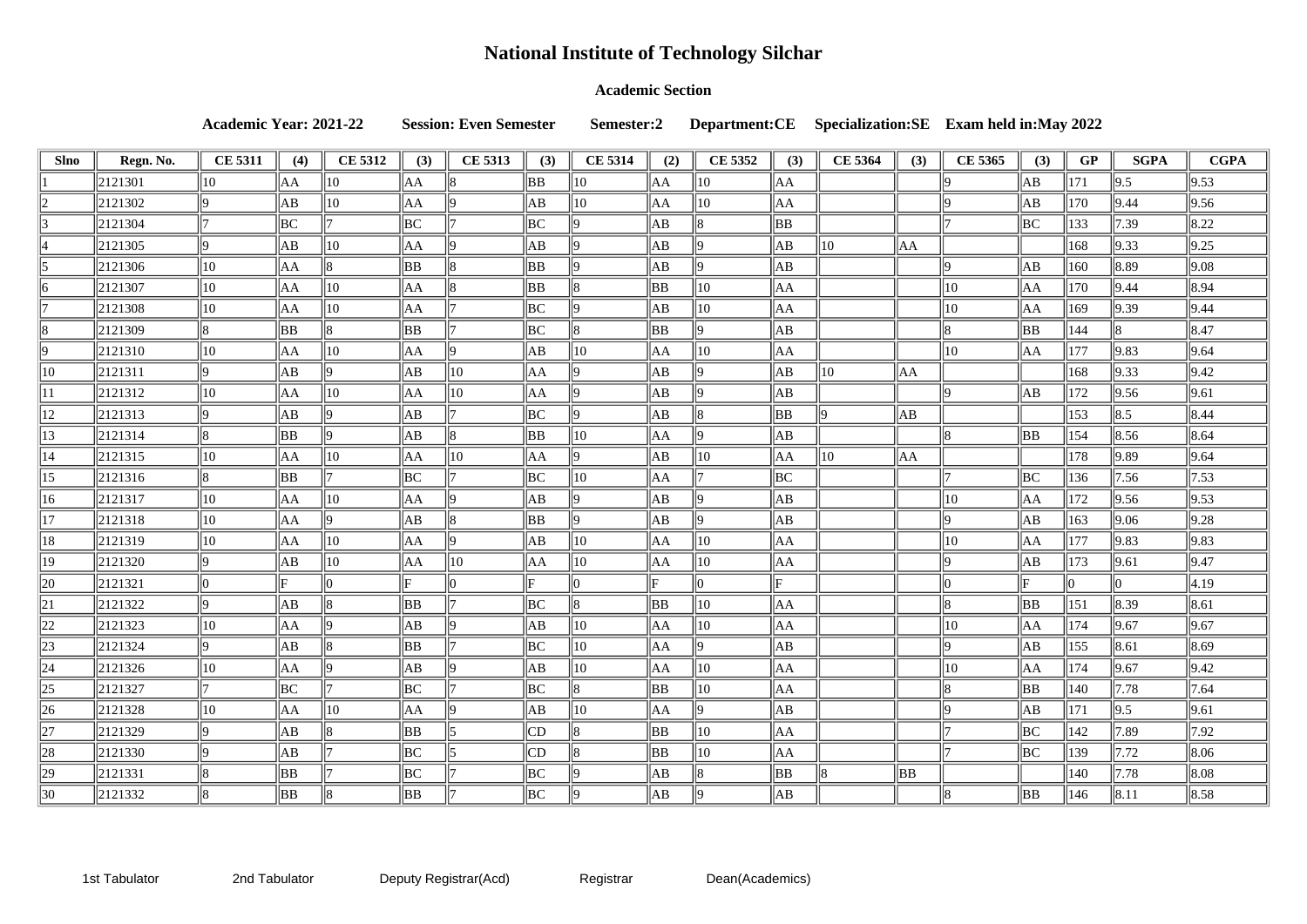# National Institute of Technology Silchar

## Academic Section

**Academic Year: 2021-22  Session: Even Semester  Semester:2  Department:CE  Specialization:SE  Exam held in:May 2022**

| Slno | Regn. No. | CE 5311 | (4) | CE 5312 | (3) | CE 5313 | (3) | CE 5314 | (2) | CE 5352 | (3) | CE 5364 | (3) | CE 5365 | (3) | GP | SGPA | CGPA |
|---|---|---|---|---|---|---|---|---|---|---|---|---|---|---|---|---|---|---|
| 1 | 2121301 | 10 | AA | 10 | AA | 8 | BB | 10 | AA | 10 | AA | | | 9 | AB | 171 | 9.5 | 9.53 |
| 2 | 2121302 | 9 | AB | 10 | AA | 9 | AB | 10 | AA | 10 | AA | | | 9 | AB | 170 | 9.44 | 9.56 |
| 3 | 2121304 | 7 | BC | 7 | BC | 7 | BC | 9 | AB | 8 | BB | | | 7 | BC | 133 | 7.39 | 8.22 |
| 4 | 2121305 | 9 | AB | 10 | AA | 9 | AB | 9 | AB | 9 | AB | 10 | AA | | | 168 | 9.33 | 9.25 |
| 5 | 2121306 | 10 | AA | 8 | BB | 8 | BB | 9 | AB | 9 | AB | | | 9 | AB | 160 | 8.89 | 9.08 |
| 6 | 2121307 | 10 | AA | 10 | AA | 8 | BB | 8 | BB | 10 | AA | | | 10 | AA | 170 | 9.44 | 8.94 |
| 7 | 2121308 | 10 | AA | 10 | AA | 7 | BC | 9 | AB | 10 | AA | | | 10 | AA | 169 | 9.39 | 9.44 |
| 8 | 2121309 | 8 | BB | 8 | BB | 7 | BC | 8 | BB | 9 | AB | | | 8 | BB | 144 | 8 | 8.47 |
| 9 | 2121310 | 10 | AA | 10 | AA | 9 | AB | 10 | AA | 10 | AA | | | 10 | AA | 177 | 9.83 | 9.64 |
| 10 | 2121311 | 9 | AB | 9 | AB | 10 | AA | 9 | AB | 9 | AB | 10 | AA | | | 168 | 9.33 | 9.42 |
| 11 | 2121312 | 10 | AA | 10 | AA | 10 | AA | 9 | AB | 9 | AB | | | 9 | AB | 172 | 9.56 | 9.61 |
| 12 | 2121313 | 9 | AB | 9 | AB | 7 | BC | 9 | AB | 8 | BB | 9 | AB | | | 153 | 8.5 | 8.44 |
| 13 | 2121314 | 8 | BB | 9 | AB | 8 | BB | 10 | AA | 9 | AB | | | 8 | BB | 154 | 8.56 | 8.64 |
| 14 | 2121315 | 10 | AA | 10 | AA | 10 | AA | 9 | AB | 10 | AA | 10 | AA | | | 178 | 9.89 | 9.64 |
| 15 | 2121316 | 8 | BB | 7 | BC | 7 | BC | 10 | AA | 7 | BC | | | 7 | BC | 136 | 7.56 | 7.53 |
| 16 | 2121317 | 10 | AA | 10 | AA | 9 | AB | 9 | AB | 9 | AB | | | 10 | AA | 172 | 9.56 | 9.53 |
| 17 | 2121318 | 10 | AA | 9 | AB | 8 | BB | 9 | AB | 9 | AB | | | 9 | AB | 163 | 9.06 | 9.28 |
| 18 | 2121319 | 10 | AA | 10 | AA | 9 | AB | 10 | AA | 10 | AA | | | 10 | AA | 177 | 9.83 | 9.83 |
| 19 | 2121320 | 9 | AB | 10 | AA | 10 | AA | 10 | AA | 10 | AA | | | 9 | AB | 173 | 9.61 | 9.47 |
| 20 | 2121321 | 0 | F | 0 | F | 0 | F | 0 | F | 0 | F | | | 0 | F | 0 | 0 | 4.19 |
| 21 | 2121322 | 9 | AB | 8 | BB | 7 | BC | 8 | BB | 10 | AA | | | 8 | BB | 151 | 8.39 | 8.61 |
| 22 | 2121323 | 10 | AA | 9 | AB | 9 | AB | 10 | AA | 10 | AA | | | 10 | AA | 174 | 9.67 | 9.67 |
| 23 | 2121324 | 9 | AB | 8 | BB | 7 | BC | 10 | AA | 9 | AB | | | 9 | AB | 155 | 8.61 | 8.69 |
| 24 | 2121326 | 10 | AA | 9 | AB | 9 | AB | 10 | AA | 10 | AA | | | 10 | AA | 174 | 9.67 | 9.42 |
| 25 | 2121327 | 7 | BC | 7 | BC | 7 | BC | 8 | BB | 10 | AA | | | 8 | BB | 140 | 7.78 | 7.64 |
| 26 | 2121328 | 10 | AA | 10 | AA | 9 | AB | 10 | AA | 9 | AB | | | 9 | AB | 171 | 9.5 | 9.61 |
| 27 | 2121329 | 9 | AB | 8 | BB | 5 | CD | 8 | BB | 10 | AA | | | 7 | BC | 142 | 7.89 | 7.92 |
| 28 | 2121330 | 9 | AB | 7 | BC | 5 | CD | 8 | BB | 10 | AA | | | 7 | BC | 139 | 7.72 | 8.06 |
| 29 | 2121331 | 8 | BB | 7 | BC | 7 | BC | 9 | AB | 8 | BB | 8 | BB | | | 140 | 7.78 | 8.08 |
| 30 | 2121332 | 8 | BB | 8 | BB | 7 | BC | 9 | AB | 9 | AB | | | 8 | BB | 146 | 8.11 | 8.58 |

1st Tabulator  2nd Tabulator  Deputy Registrar(Acd)  Registrar  Dean(Academics)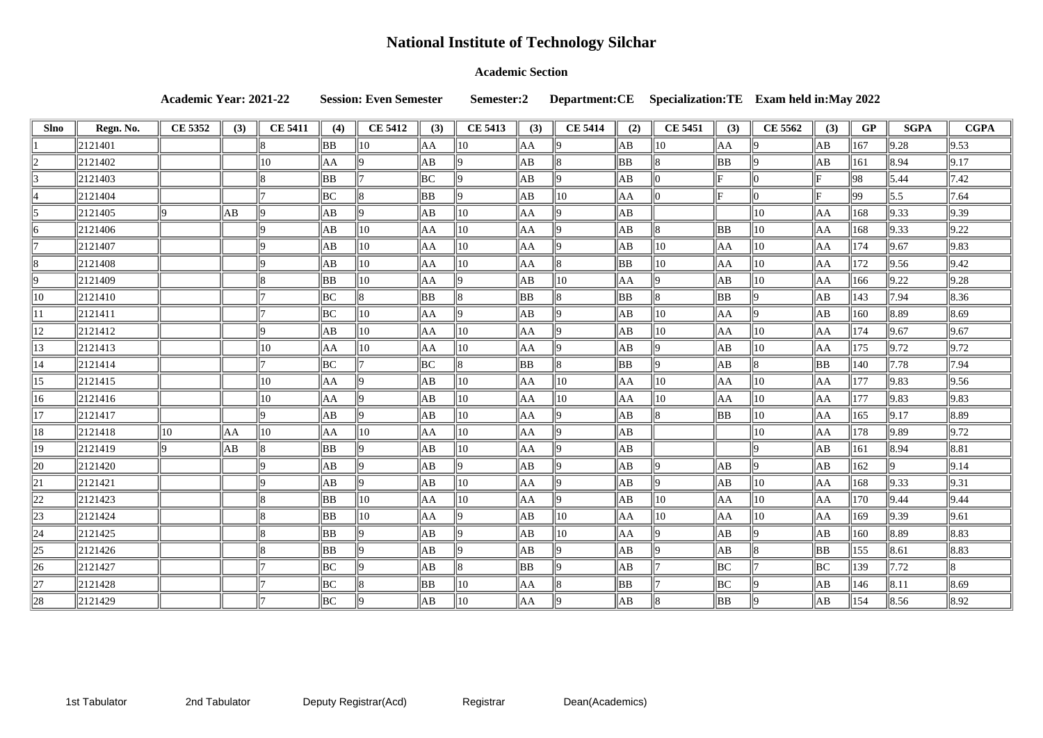# National Institute of Technology Silchar

**Academic Section**

**Academic Year: 2021-22 Session: Even Semester Semester:2 Department:CE Specialization:TE Exam held in:May 2022**

| Slno | Regn. No. | CE 5352 | (3) | CE 5411 | (4) | CE 5412 | (3) | CE 5413 | (3) | CE 5414 | (2) | CE 5451 | (3) | CE 5562 | (3) | GP | SGPA | CGPA |
|---|---|---|---|---|---|---|---|---|---|---|---|---|---|---|---|---|---|---|
| 1 | 2121401 | | | 8 | BB | 10 | AA | 10 | AA | 9 | AB | 10 | AA | 9 | AB | 167 | 9.28 | 9.53 |
| 2 | 2121402 | | | 10 | AA | 9 | AB | 9 | AB | 8 | BB | 8 | BB | 9 | AB | 161 | 8.94 | 9.17 |
| 3 | 2121403 | | | 8 | BB | 7 | BC | 9 | AB | 9 | AB | 0 | F | 0 | F | 98 | 5.44 | 7.42 |
| 4 | 2121404 | | | 7 | BC | 8 | BB | 9 | AB | 10 | AA | 0 | F | 0 | F | 99 | 5.5 | 7.64 |
| 5 | 2121405 | 9 | AB | 9 | AB | 9 | AB | 10 | AA | 9 | AB | | | 10 | AA | 168 | 9.33 | 9.39 |
| 6 | 2121406 | | | 9 | AB | 10 | AA | 10 | AA | 9 | AB | 8 | BB | 10 | AA | 168 | 9.33 | 9.22 |
| 7 | 2121407 | | | 9 | AB | 10 | AA | 10 | AA | 9 | AB | 10 | AA | 10 | AA | 174 | 9.67 | 9.83 |
| 8 | 2121408 | | | 9 | AB | 10 | AA | 10 | AA | 8 | BB | 10 | AA | 10 | AA | 172 | 9.56 | 9.42 |
| 9 | 2121409 | | | 8 | BB | 10 | AA | 9 | AB | 10 | AA | 9 | AB | 10 | AA | 166 | 9.22 | 9.28 |
| 10 | 2121410 | | | 7 | BC | 8 | BB | 8 | BB | 8 | BB | 8 | BB | 9 | AB | 143 | 7.94 | 8.36 |
| 11 | 2121411 | | | 7 | BC | 10 | AA | 9 | AB | 9 | AB | 10 | AA | 9 | AB | 160 | 8.89 | 8.69 |
| 12 | 2121412 | | | 9 | AB | 10 | AA | 10 | AA | 9 | AB | 10 | AA | 10 | AA | 174 | 9.67 | 9.67 |
| 13 | 2121413 | | | 10 | AA | 10 | AA | 10 | AA | 9 | AB | 9 | AB | 10 | AA | 175 | 9.72 | 9.72 |
| 14 | 2121414 | | | 7 | BC | 7 | BC | 8 | BB | 8 | BB | 9 | AB | 8 | BB | 140 | 7.78 | 7.94 |
| 15 | 2121415 | | | 10 | AA | 9 | AB | 10 | AA | 10 | AA | 10 | AA | 10 | AA | 177 | 9.83 | 9.56 |
| 16 | 2121416 | | | 10 | AA | 9 | AB | 10 | AA | 10 | AA | 10 | AA | 10 | AA | 177 | 9.83 | 9.83 |
| 17 | 2121417 | | | 9 | AB | 9 | AB | 10 | AA | 9 | AB | 8 | BB | 10 | AA | 165 | 9.17 | 8.89 |
| 18 | 2121418 | 10 | AA | 10 | AA | 10 | AA | 10 | AA | 9 | AB | | | 10 | AA | 178 | 9.89 | 9.72 |
| 19 | 2121419 | 9 | AB | 8 | BB | 9 | AB | 10 | AA | 9 | AB | | | 9 | AB | 161 | 8.94 | 8.81 |
| 20 | 2121420 | | | 9 | AB | 9 | AB | 9 | AB | 9 | AB | 9 | AB | 9 | AB | 162 | 9 | 9.14 |
| 21 | 2121421 | | | 9 | AB | 9 | AB | 10 | AA | 9 | AB | 9 | AB | 10 | AA | 168 | 9.33 | 9.31 |
| 22 | 2121423 | | | 8 | BB | 10 | AA | 10 | AA | 9 | AB | 10 | AA | 10 | AA | 170 | 9.44 | 9.44 |
| 23 | 2121424 | | | 8 | BB | 10 | AA | 9 | AB | 10 | AA | 10 | AA | 10 | AA | 169 | 9.39 | 9.61 |
| 24 | 2121425 | | | 8 | BB | 9 | AB | 9 | AB | 10 | AA | 9 | AB | 9 | AB | 160 | 8.89 | 8.83 |
| 25 | 2121426 | | | 8 | BB | 9 | AB | 9 | AB | 9 | AB | 9 | AB | 8 | BB | 155 | 8.61 | 8.83 |
| 26 | 2121427 | | | 7 | BC | 9 | AB | 8 | BB | 9 | AB | 7 | BC | 7 | BC | 139 | 7.72 | 8 |
| 27 | 2121428 | | | 7 | BC | 8 | BB | 10 | AA | 8 | BB | 7 | BC | 9 | AB | 146 | 8.11 | 8.69 |
| 28 | 2121429 | | | 7 | BC | 9 | AB | 10 | AA | 9 | AB | 8 | BB | 9 | AB | 154 | 8.56 | 8.92 |

1st Tabulator 2nd Tabulator Deputy Registrar(Acd) Registrar Dean(Academics)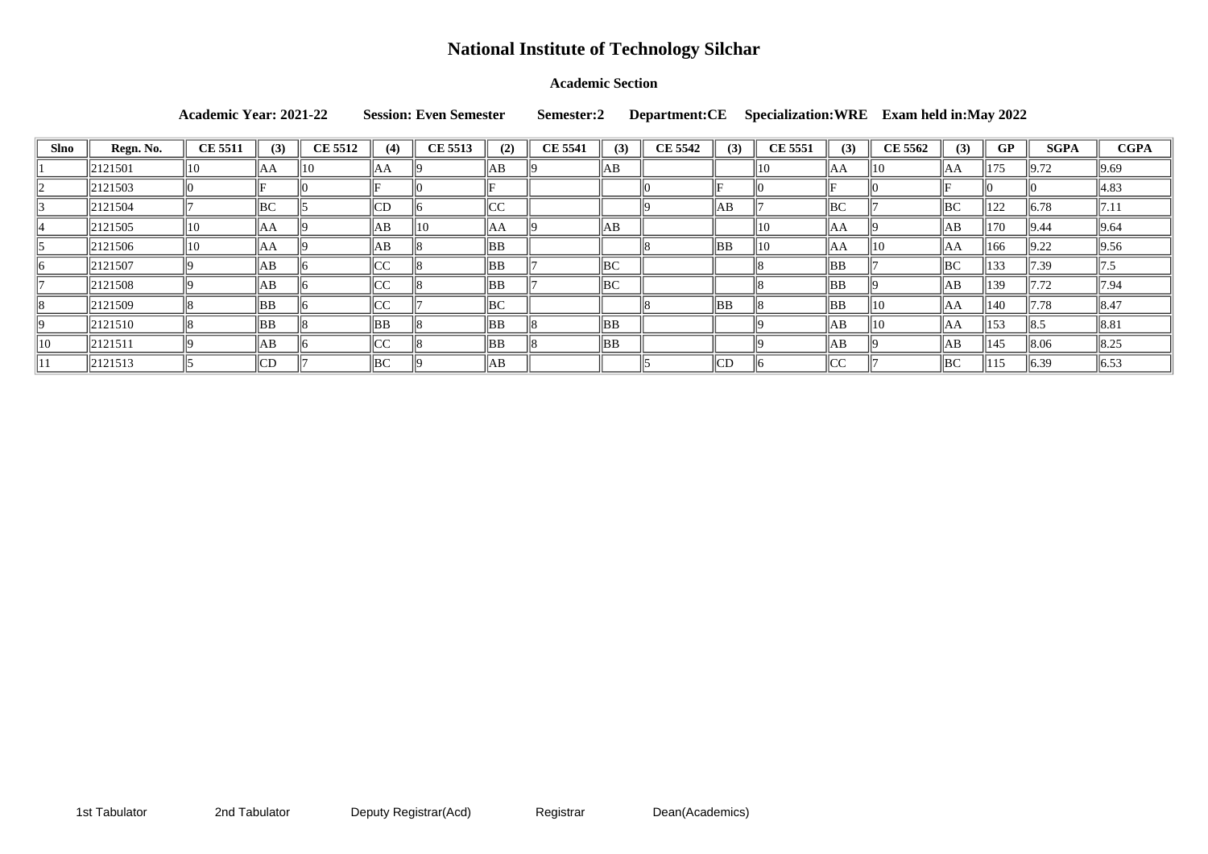# National Institute of Technology Silchar

**Academic Section**

**Academic Year: 2021-22 Session: Even Semester Semester:2 Department:CE Specialization:WRE Exam held in:May 2022**

| Slno | Regn. No. | CE 5511 | (3) | CE 5512 | (4) | CE 5513 | (2) | CE 5541 | (3) | CE 5542 | (3) | CE 5551 | (3) | CE 5562 | (3) | GP | SGPA | CGPA |
|---|---|---|---|---|---|---|---|---|---|---|---|---|---|---|---|---|---|---|
| 1 | 2121501 | 10 | AA | 10 | AA | 9 | AB | 9 | AB | | | 10 | AA | 10 | AA | 175 | 9.72 | 9.69 |
| 2 | 2121503 | 0 | F | 0 | F | 0 | F | | | 0 | F | 0 | F | 0 | F | 0 | 0 | 4.83 |
| 3 | 2121504 | 7 | BC | 5 | CD | 6 | CC | | | 9 | AB | 7 | BC | 7 | BC | 122 | 6.78 | 7.11 |
| 4 | 2121505 | 10 | AA | 9 | AB | 10 | AA | 9 | AB | | | 10 | AA | 9 | AB | 170 | 9.44 | 9.64 |
| 5 | 2121506 | 10 | AA | 9 | AB | 8 | BB | | | 8 | BB | 10 | AA | 10 | AA | 166 | 9.22 | 9.56 |
| 6 | 2121507 | 9 | AB | 6 | CC | 8 | BB | 7 | BC | | | 8 | BB | 7 | BC | 133 | 7.39 | 7.5 |
| 7 | 2121508 | 9 | AB | 6 | CC | 8 | BB | 7 | BC | | | 8 | BB | 9 | AB | 139 | 7.72 | 7.94 |
| 8 | 2121509 | 8 | BB | 6 | CC | 7 | BC | | | 8 | BB | 8 | BB | 10 | AA | 140 | 7.78 | 8.47 |
| 9 | 2121510 | 8 | BB | 8 | BB | 8 | BB | 8 | BB | | | 9 | AB | 10 | AA | 153 | 8.5 | 8.81 |
| 10 | 2121511 | 9 | AB | 6 | CC | 8 | BB | 8 | BB | | | 9 | AB | 9 | AB | 145 | 8.06 | 8.25 |
| 11 | 2121513 | 5 | CD | 7 | BC | 9 | AB | | | 5 | CD | 6 | CC | 7 | BC | 115 | 6.39 | 6.53 |

1st Tabulator 2nd Tabulator Deputy Registrar(Acd) Registrar Dean(Academics)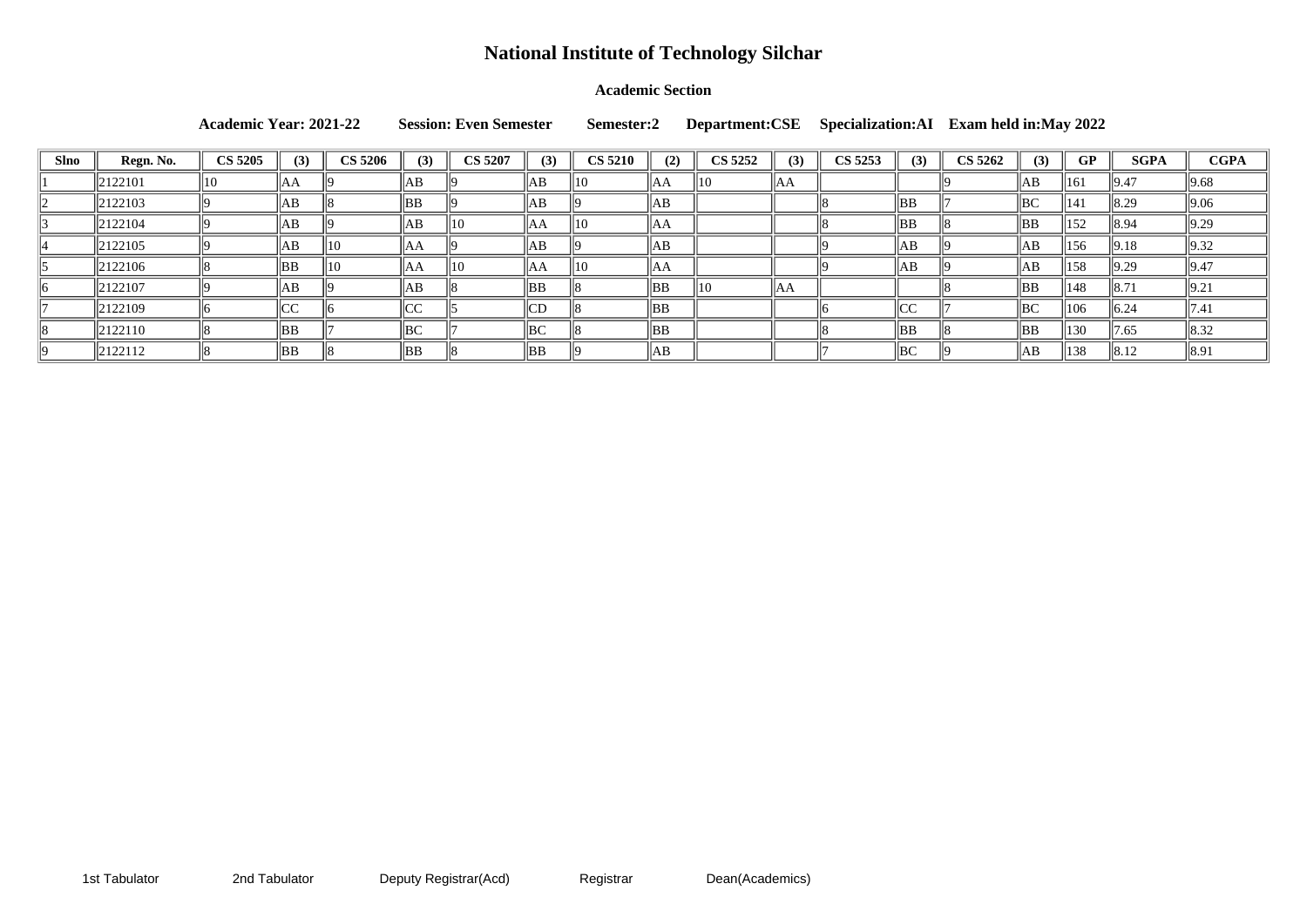# National Institute of Technology Silchar

### Academic Section

**Academic Year: 2021-22 Session: Even Semester Semester:2 Department:CSE Specialization:AI Exam held in:May 2022**

| Slno | Regn. No. | CS 5205 | (3) | CS 5206 | (3) | CS 5207 | (3) | CS 5210 | (2) | CS 5252 | (3) | CS 5253 | (3) | CS 5262 | (3) | GP | SGPA | CGPA |
|---|---|---|---|---|---|---|---|---|---|---|---|---|---|---|---|---|---|---|
| 1 | 2122101 | 10 | AA | 9 | AB | 9 | AB | 10 | AA | 10 | AA | | | 9 | AB | 161 | 9.47 | 9.68 |
| 2 | 2122103 | 9 | AB | 8 | BB | 9 | AB | 9 | AB | | | 8 | BB | 7 | BC | 141 | 8.29 | 9.06 |
| 3 | 2122104 | 9 | AB | 9 | AB | 10 | AA | 10 | AA | | | 8 | BB | 8 | BB | 152 | 8.94 | 9.29 |
| 4 | 2122105 | 9 | AB | 10 | AA | 9 | AB | 9 | AB | | | 9 | AB | 9 | AB | 156 | 9.18 | 9.32 |
| 5 | 2122106 | 8 | BB | 10 | AA | 10 | AA | 10 | AA | | | 9 | AB | 9 | AB | 158 | 9.29 | 9.47 |
| 6 | 2122107 | 9 | AB | 9 | AB | 8 | BB | 8 | BB | 10 | AA | | | 8 | BB | 148 | 8.71 | 9.21 |
| 7 | 2122109 | 6 | CC | 6 | CC | 5 | CD | 8 | BB | | | 6 | CC | 7 | BC | 106 | 6.24 | 7.41 |
| 8 | 2122110 | 8 | BB | 7 | BC | 7 | BC | 8 | BB | | | 8 | BB | 8 | BB | 130 | 7.65 | 8.32 |
| 9 | 2122112 | 8 | BB | 8 | BB | 8 | BB | 9 | AB | | | 7 | BC | 9 | AB | 138 | 8.12 | 8.91 |

1st Tabulator    2nd Tabulator    Deputy Registrar(Acd)    Registrar    Dean(Academics)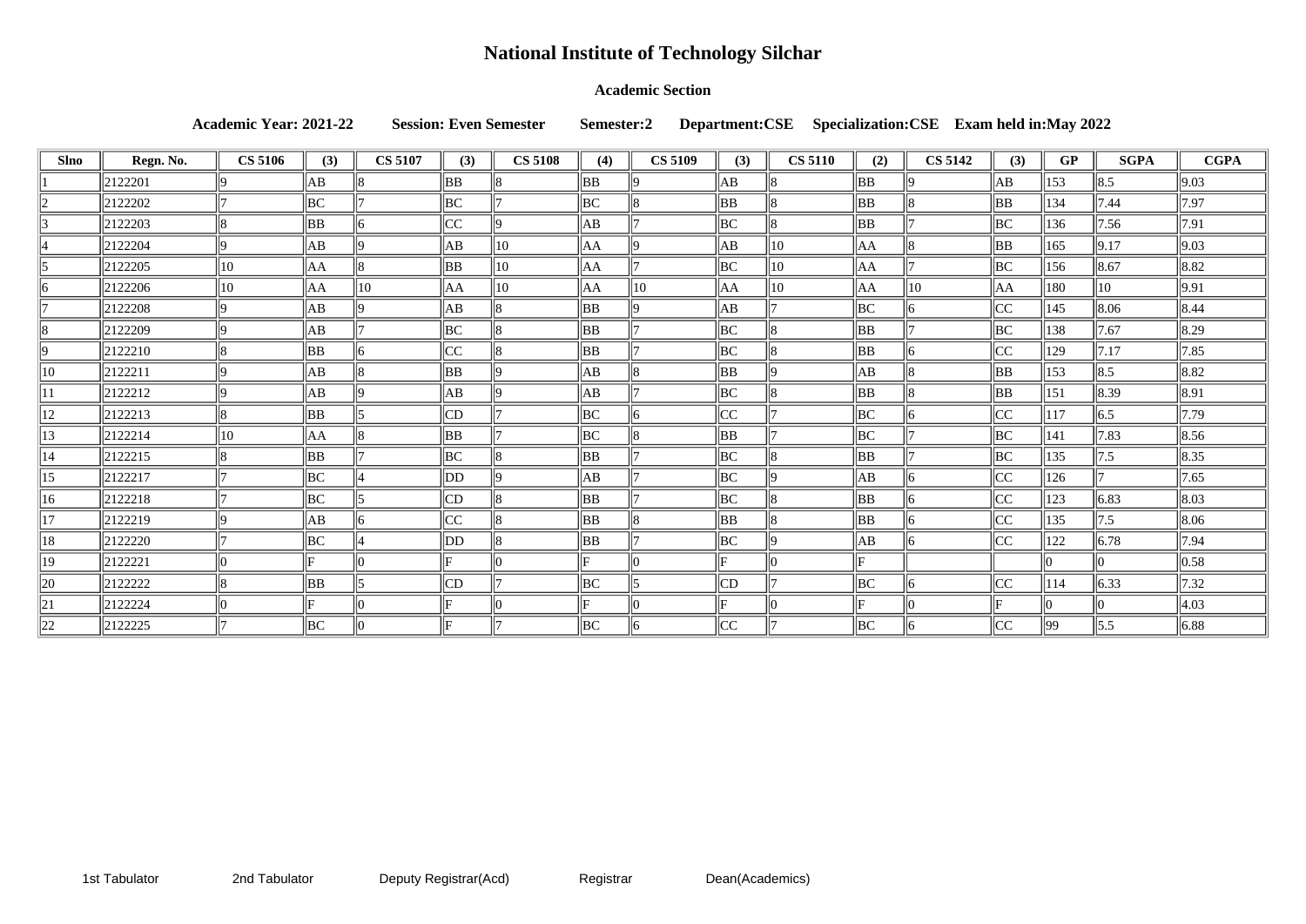# National Institute of Technology Silchar

### Academic Section

**Academic Year: 2021-22 Session: Even Semester Semester:2 Department:CSE Specialization:CSE Exam held in:May 2022**

| Slno | Regn. No. | CS 5106 | (3) | CS 5107 | (3) | CS 5108 | (4) | CS 5109 | (3) | CS 5110 | (2) | CS 5142 | (3) | GP | SGPA | CGPA |
|---|---|---|---|---|---|---|---|---|---|---|---|---|---|---|---|---|
| 1 | 2122201 | 9 | AB | 8 | BB | 8 | BB | 9 | AB | 8 | BB | 9 | AB | 153 | 8.5 | 9.03 |
| 2 | 2122202 | 7 | BC | 7 | BC | 7 | BC | 8 | BB | 8 | BB | 8 | BB | 134 | 7.44 | 7.97 |
| 3 | 2122203 | 8 | BB | 6 | CC | 9 | AB | 7 | BC | 8 | BB | 7 | BC | 136 | 7.56 | 7.91 |
| 4 | 2122204 | 9 | AB | 9 | AB | 10 | AA | 9 | AB | 10 | AA | 8 | BB | 165 | 9.17 | 9.03 |
| 5 | 2122205 | 10 | AA | 8 | BB | 10 | AA | 7 | BC | 10 | AA | 7 | BC | 156 | 8.67 | 8.82 |
| 6 | 2122206 | 10 | AA | 10 | AA | 10 | AA | 10 | AA | 10 | AA | 10 | AA | 180 | 10 | 9.91 |
| 7 | 2122208 | 9 | AB | 9 | AB | 8 | BB | 9 | AB | 7 | BC | 6 | CC | 145 | 8.06 | 8.44 |
| 8 | 2122209 | 9 | AB | 7 | BC | 8 | BB | 7 | BC | 8 | BB | 7 | BC | 138 | 7.67 | 8.29 |
| 9 | 2122210 | 8 | BB | 6 | CC | 8 | BB | 7 | BC | 8 | BB | 6 | CC | 129 | 7.17 | 7.85 |
| 10 | 2122211 | 9 | AB | 8 | BB | 9 | AB | 8 | BB | 9 | AB | 8 | BB | 153 | 8.5 | 8.82 |
| 11 | 2122212 | 9 | AB | 9 | AB | 9 | AB | 7 | BC | 8 | BB | 8 | BB | 151 | 8.39 | 8.91 |
| 12 | 2122213 | 8 | BB | 5 | CD | 7 | BC | 6 | CC | 7 | BC | 6 | CC | 117 | 6.5 | 7.79 |
| 13 | 2122214 | 10 | AA | 8 | BB | 7 | BC | 8 | BB | 7 | BC | 7 | BC | 141 | 7.83 | 8.56 |
| 14 | 2122215 | 8 | BB | 7 | BC | 8 | BB | 7 | BC | 8 | BB | 7 | BC | 135 | 7.5 | 8.35 |
| 15 | 2122217 | 7 | BC | 4 | DD | 9 | AB | 7 | BC | 9 | AB | 6 | CC | 126 | 7 | 7.65 |
| 16 | 2122218 | 7 | BC | 5 | CD | 8 | BB | 7 | BC | 8 | BB | 6 | CC | 123 | 6.83 | 8.03 |
| 17 | 2122219 | 9 | AB | 6 | CC | 8 | BB | 8 | BB | 8 | BB | 6 | CC | 135 | 7.5 | 8.06 |
| 18 | 2122220 | 7 | BC | 4 | DD | 8 | BB | 7 | BC | 9 | AB | 6 | CC | 122 | 6.78 | 7.94 |
| 19 | 2122221 | 0 | F | 0 | F | 0 | F | 0 | F | 0 | F |  |  | 0 | 0 | 0.58 |
| 20 | 2122222 | 8 | BB | 5 | CD | 7 | BC | 5 | CD | 7 | BC | 6 | CC | 114 | 6.33 | 7.32 |
| 21 | 2122224 | 0 | F | 0 | F | 0 | F | 0 | F | 0 | F | 0 | F | 0 | 0 | 4.03 |
| 22 | 2122225 | 7 | BC | 0 | F | 7 | BC | 6 | CC | 7 | BC | 6 | CC | 99 | 5.5 | 6.88 |

1st Tabulator 2nd Tabulator Deputy Registrar(Acd) Registrar Dean(Academics)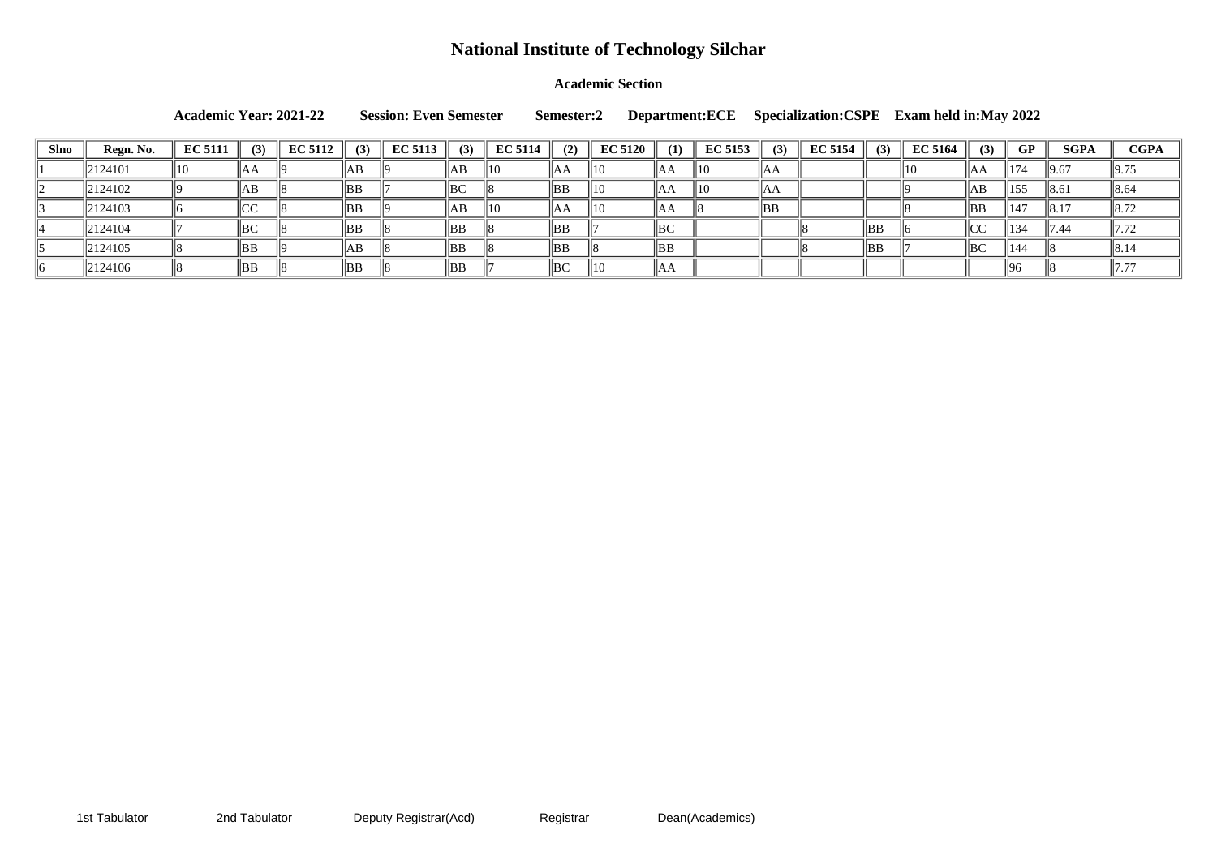# National Institute of Technology Silchar

**Academic Section**

**Academic Year: 2021-22 Session: Even Semester Semester:2 Department:ECE Specialization:CSPE Exam held in:May 2022**

| Slno | Regn. No. | EC 5111 | (3) | EC 5112 | (3) | EC 5113 | (3) | EC 5114 | (2) | EC 5120 | (1) | EC 5153 | (3) | EC 5154 | (3) | EC 5164 | (3) | GP | SGPA | CGPA |
|---|---|---|---|---|---|---|---|---|---|---|---|---|---|---|---|---|---|---|---|---|
| 1 | 2124101 | 10 | AA | 9 | AB | 9 | AB | 10 | AA | 10 | AA | 10 | AA | | | 10 | AA | 174 | 9.67 | 9.75 |
| 2 | 2124102 | 9 | AB | 8 | BB | 7 | BC | 8 | BB | 10 | AA | 10 | AA | | | 9 | AB | 155 | 8.61 | 8.64 |
| 3 | 2124103 | 6 | CC | 8 | BB | 9 | AB | 10 | AA | 10 | AA | 8 | BB | | | 8 | BB | 147 | 8.17 | 8.72 |
| 4 | 2124104 | 7 | BC | 8 | BB | 8 | BB | 8 | BB | 7 | BC | | | 8 | BB | 6 | CC | 134 | 7.44 | 7.72 |
| 5 | 2124105 | 8 | BB | 9 | AB | 8 | BB | 8 | BB | 8 | BB | | | 8 | BB | 7 | BC | 144 | 8 | 8.14 |
| 6 | 2124106 | 8 | BB | 8 | BB | 8 | BB | 7 | BC | 10 | AA | | | | | | | 96 | 8 | 7.77 |

1st Tabulator    2nd Tabulator    Deputy Registrar(Acd)    Registrar    Dean(Academics)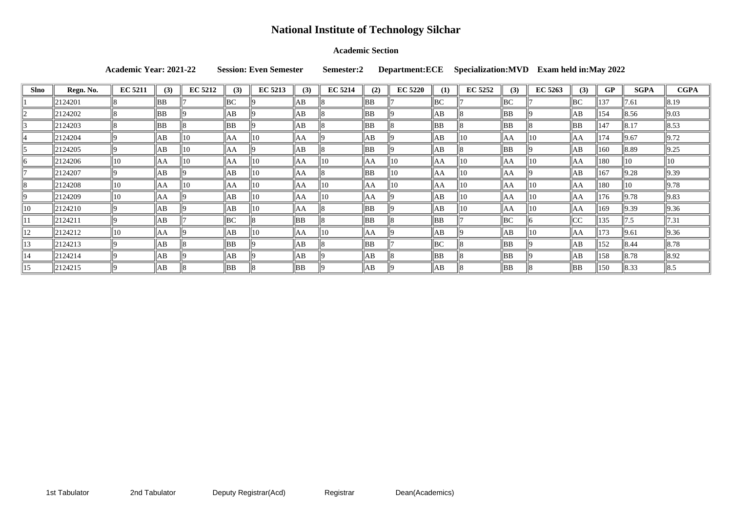# National Institute of Technology Silchar

**Academic Section**

**Academic Year: 2021-22 Session: Even Semester Semester:2 Department:ECE Specialization:MVD Exam held in:May 2022**

| Slno | Regn. No. | EC 5211 | (3) | EC 5212 | (3) | EC 5213 | (3) | EC 5214 | (2) | EC 5220 | (1) | EC 5252 | (3) | EC 5263 | (3) | GP | SGPA | CGPA |
|---|---|---|---|---|---|---|---|---|---|---|---|---|---|---|---|---|---|---|
| 1 | 2124201 | 8 | BB | 7 | BC | 9 | AB | 8 | BB | 7 | BC | 7 | BC | 7 | BC | 137 | 7.61 | 8.19 |
| 2 | 2124202 | 8 | BB | 9 | AB | 9 | AB | 8 | BB | 9 | AB | 8 | BB | 9 | AB | 154 | 8.56 | 9.03 |
| 3 | 2124203 | 8 | BB | 8 | BB | 9 | AB | 8 | BB | 8 | BB | 8 | BB | 8 | BB | 147 | 8.17 | 8.53 |
| 4 | 2124204 | 9 | AB | 10 | AA | 10 | AA | 9 | AB | 9 | AB | 10 | AA | 10 | AA | 174 | 9.67 | 9.72 |
| 5 | 2124205 | 9 | AB | 10 | AA | 9 | AB | 8 | BB | 9 | AB | 8 | BB | 9 | AB | 160 | 8.89 | 9.25 |
| 6 | 2124206 | 10 | AA | 10 | AA | 10 | AA | 10 | AA | 10 | AA | 10 | AA | 10 | AA | 180 | 10 | 10 |
| 7 | 2124207 | 9 | AB | 9 | AB | 10 | AA | 8 | BB | 10 | AA | 10 | AA | 9 | AB | 167 | 9.28 | 9.39 |
| 8 | 2124208 | 10 | AA | 10 | AA | 10 | AA | 10 | AA | 10 | AA | 10 | AA | 10 | AA | 180 | 10 | 9.78 |
| 9 | 2124209 | 10 | AA | 9 | AB | 10 | AA | 10 | AA | 9 | AB | 10 | AA | 10 | AA | 176 | 9.78 | 9.83 |
| 10 | 2124210 | 9 | AB | 9 | AB | 10 | AA | 8 | BB | 9 | AB | 10 | AA | 10 | AA | 169 | 9.39 | 9.36 |
| 11 | 2124211 | 9 | AB | 7 | BC | 8 | BB | 8 | BB | 8 | BB | 7 | BC | 6 | CC | 135 | 7.5 | 7.31 |
| 12 | 2124212 | 10 | AA | 9 | AB | 10 | AA | 10 | AA | 9 | AB | 9 | AB | 10 | AA | 173 | 9.61 | 9.36 |
| 13 | 2124213 | 9 | AB | 8 | BB | 9 | AB | 8 | BB | 7 | BC | 8 | BB | 9 | AB | 152 | 8.44 | 8.78 |
| 14 | 2124214 | 9 | AB | 9 | AB | 9 | AB | 9 | AB | 8 | BB | 8 | BB | 9 | AB | 158 | 8.78 | 8.92 |
| 15 | 2124215 | 9 | AB | 8 | BB | 8 | BB | 9 | AB | 9 | AB | 8 | BB | 8 | BB | 150 | 8.33 | 8.5 |

1st Tabulator 2nd Tabulator Deputy Registrar(Acd) Registrar Dean(Academics)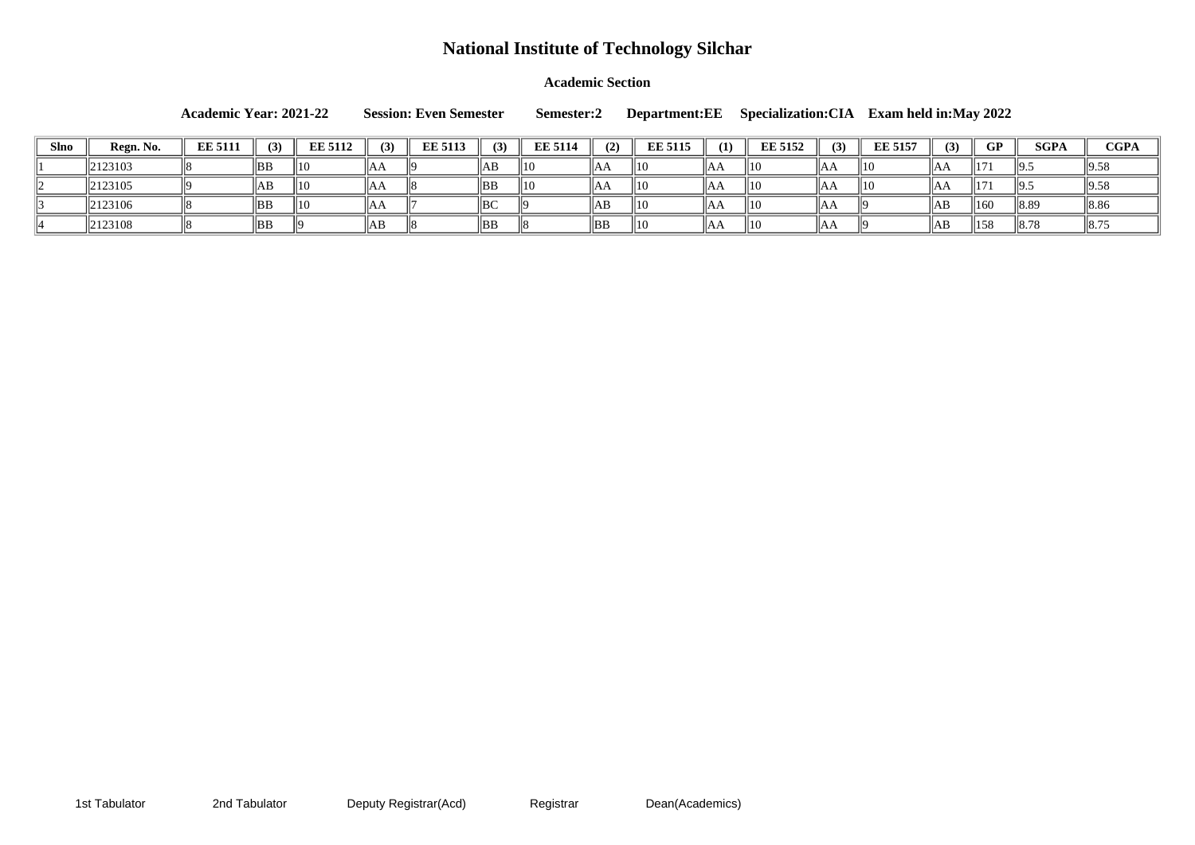# National Institute of Technology Silchar

**Academic Section**

**Academic Year: 2021-22 Session: Even Semester Semester:2 Department:EE Specialization:CIA Exam held in:May 2022**

| Slno | Regn. No. | EE 5111 | (3) | EE 5112 | (3) | EE 5113 | (3) | EE 5114 | (2) | EE 5115 | (1) | EE 5152 | (3) | EE 5157 | (3) | GP | SGPA | CGPA |
|---|---|---|---|---|---|---|---|---|---|---|---|---|---|---|---|---|---|---|
| 1 | 2123103 | 8 | BB | 10 | AA | 9 | AB | 10 | AA | 10 | AA | 10 | AA | 10 | AA | 171 | 9.5 | 9.58 |
| 2 | 2123105 | 9 | AB | 10 | AA | 8 | BB | 10 | AA | 10 | AA | 10 | AA | 10 | AA | 171 | 9.5 | 9.58 |
| 3 | 2123106 | 8 | BB | 10 | AA | 7 | BC | 9 | AB | 10 | AA | 10 | AA | 9 | AB | 160 | 8.89 | 8.86 |
| 4 | 2123108 | 8 | BB | 9 | AB | 8 | BB | 8 | BB | 10 | AA | 10 | AA | 9 | AB | 158 | 8.78 | 8.75 |

1st Tabulator 2nd Tabulator Deputy Registrar(Acd) Registrar Dean(Academics)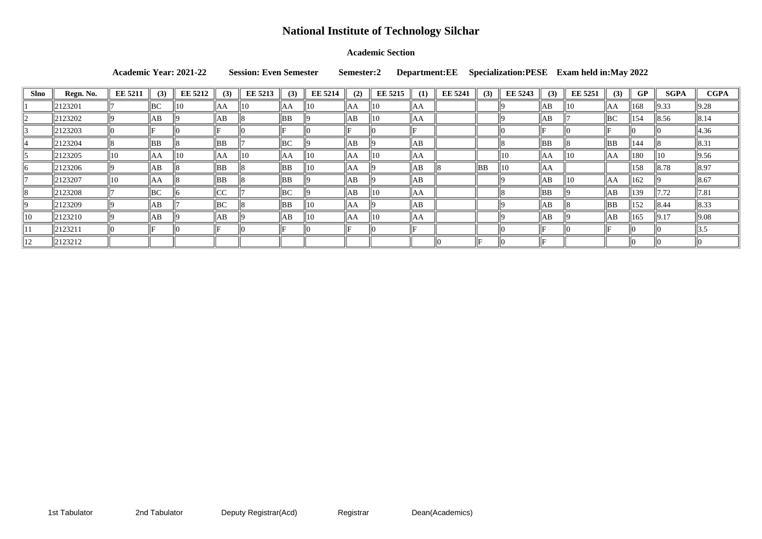# National Institute of Technology Silchar

**Academic Section**

**Academic Year: 2021-22 Session: Even Semester Semester:2 Department:EE Specialization:PESE Exam held in:May 2022**

| Slno | Regn. No. | EE 5211 | (3) | EE 5212 | (3) | EE 5213 | (3) | EE 5214 | (2) | EE 5215 | (1) | EE 5241 | (3) | EE 5243 | (3) | EE 5251 | (3) | GP | SGPA | CGPA |
|---|---|---|---|---|---|---|---|---|---|---|---|---|---|---|---|---|---|---|---|---|
| 1 | 2123201 | 7 | BC | 10 | AA | 10 | AA | 10 | AA | 10 | AA | | | 9 | AB | 10 | AA | 168 | 9.33 | 9.28 |
| 2 | 2123202 | 9 | AB | 9 | AB | 8 | BB | 9 | AB | 10 | AA | | | 9 | AB | 7 | BC | 154 | 8.56 | 8.14 |
| 3 | 2123203 | 0 | F | 0 | F | 0 | F | 0 | F | 0 | F | | | 0 | F | 0 | F | 0 | 0 | 4.36 |
| 4 | 2123204 | 8 | BB | 8 | BB | 7 | BC | 9 | AB | 9 | AB | | | 8 | BB | 8 | BB | 144 | 8 | 8.31 |
| 5 | 2123205 | 10 | AA | 10 | AA | 10 | AA | 10 | AA | 10 | AA | | | 10 | AA | 10 | AA | 180 | 10 | 9.56 |
| 6 | 2123206 | 9 | AB | 8 | BB | 8 | BB | 10 | AA | 9 | AB | 8 | BB | 10 | AA | | | 158 | 8.78 | 8.97 |
| 7 | 2123207 | 10 | AA | 8 | BB | 8 | BB | 9 | AB | 9 | AB | | | 9 | AB | 10 | AA | 162 | 9 | 8.67 |
| 8 | 2123208 | 7 | BC | 6 | CC | 7 | BC | 9 | AB | 10 | AA | | | 8 | BB | 9 | AB | 139 | 7.72 | 7.81 |
| 9 | 2123209 | 9 | AB | 7 | BC | 8 | BB | 10 | AA | 9 | AB | | | 9 | AB | 8 | BB | 152 | 8.44 | 8.33 |
| 10 | 2123210 | 9 | AB | 9 | AB | 9 | AB | 10 | AA | 10 | AA | | | 9 | AB | 9 | AB | 165 | 9.17 | 9.08 |
| 11 | 2123211 | 0 | F | 0 | F | 0 | F | 0 | F | 0 | F | | | 0 | F | 0 | F | 0 | 0 | 3.5 |
| 12 | 2123212 | | | | | | | | | | | 0 | F | 0 | F | | | 0 | 0 | 0 |

1st Tabulator 2nd Tabulator Deputy Registrar(Acd) Registrar Dean(Academics)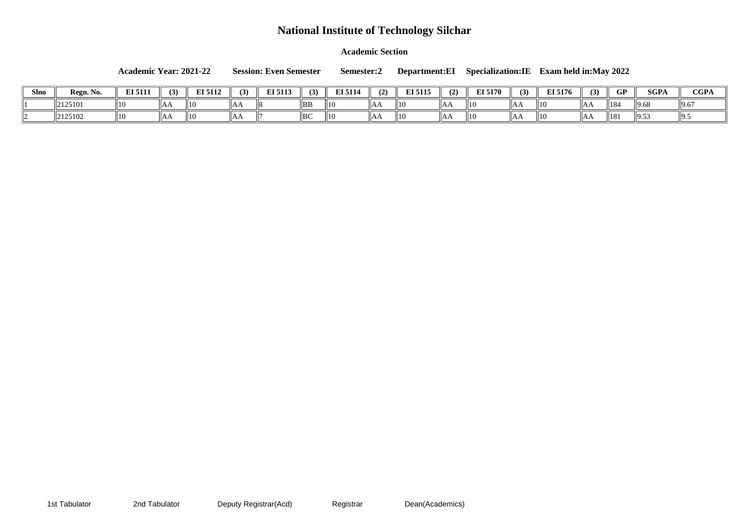# National Institute of Technology Silchar

**Academic Section**

**Academic Year: 2021-22 Session: Even Semester Semester:2 Department:EI Specialization:IE Exam held in:May 2022**

| Slno | Regn. No. | EI 5111 | (3) | EI 5112 | (3) | EI 5113 | (3) | EI 5114 | (2) | EI 5115 | (2) | EI 5170 | (3) | EI 5176 | (3) | GP | SGPA | CGPA |
|---|---|---|---|---|---|---|---|---|---|---|---|---|---|---|---|---|---|---|
| 1 | 2125101 | 10 | AA | 10 | AA | 8 | BB | 10 | AA | 10 | AA | 10 | AA | 10 | AA | 184 | 9.68 | 9.67 |
| 2 | 2125102 | 10 | AA | 10 | AA | 7 | BC | 10 | AA | 10 | AA | 10 | AA | 10 | AA | 181 | 9.53 | 9.5 |

1st Tabulator 2nd Tabulator Deputy Registrar(Acd) Registrar Dean(Academics)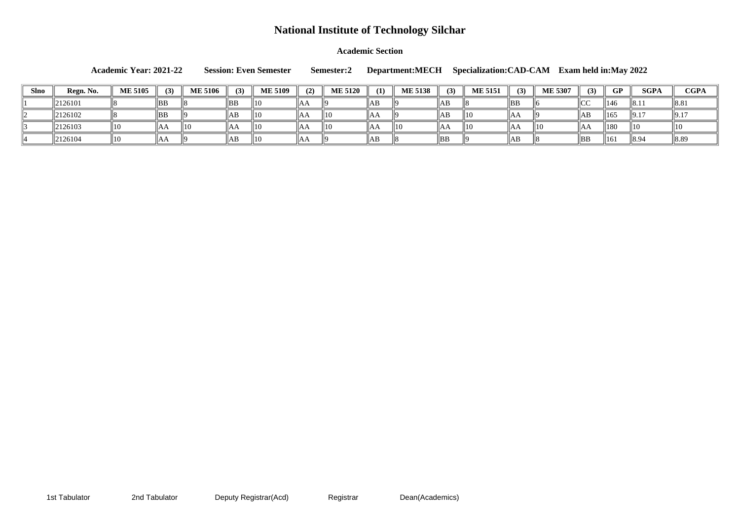# National Institute of Technology Silchar

**Academic Section**

**Academic Year: 2021-22 Session: Even Semester Semester:2 Department:MECH Specialization:CAD-CAM Exam held in:May 2022**

| Slno | Regn. No. | ME 5105 | (3) | ME 5106 | (3) | ME 5109 | (2) | ME 5120 | (1) | ME 5138 | (3) | ME 5151 | (3) | ME 5307 | (3) | GP | SGPA | CGPA |
|---|---|---|---|---|---|---|---|---|---|---|---|---|---|---|---|---|---|---|
| 1 | 2126101 | 8 | BB | 8 | BB | 10 | AA | 9 | AB | 9 | AB | 8 | BB | 6 | CC | 146 | 8.11 | 8.81 |
| 2 | 2126102 | 8 | BB | 9 | AB | 10 | AA | 10 | AA | 9 | AB | 10 | AA | 9 | AB | 165 | 9.17 | 9.17 |
| 3 | 2126103 | 10 | AA | 10 | AA | 10 | AA | 10 | AA | 10 | AA | 10 | AA | 10 | AA | 180 | 10 | 10 |
| 4 | 2126104 | 10 | AA | 9 | AB | 10 | AA | 9 | AB | 8 | BB | 9 | AB | 8 | BB | 161 | 8.94 | 8.89 |

1st Tabulator 2nd Tabulator Deputy Registrar(Acd) Registrar Dean(Academics)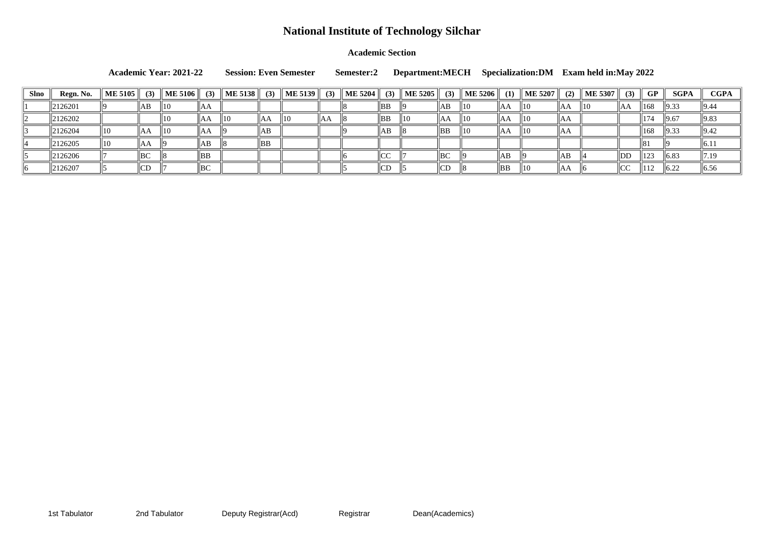# National Institute of Technology Silchar

### Academic Section

**Academic Year: 2021-22 Session: Even Semester Semester:2 Department:MECH Specialization:DM Exam held in:May 2022**

| Slno | Regn. No. | ME 5105 | (3) | ME 5106 | (3) | ME 5138 | (3) | ME 5139 | (3) | ME 5204 | (3) | ME 5205 | (3) | ME 5206 | (1) | ME 5207 | (2) | ME 5307 | (3) | GP | SGPA | CGPA |
|---|---|---|---|---|---|---|---|---|---|---|---|---|---|---|---|---|---|---|---|---|---|---|
| 1 | 2126201 | 9 | AB | 10 | AA | | | | | 8 | BB | 9 | AB | 10 | AA | 10 | AA | 10 | AA | 168 | 9.33 | 9.44 |
| 2 | 2126202 | | | 10 | AA | 10 | AA | 10 | AA | 8 | BB | 10 | AA | 10 | AA | 10 | AA | | | 174 | 9.67 | 9.83 |
| 3 | 2126204 | 10 | AA | 10 | AA | 9 | AB | | | 9 | AB | 8 | BB | 10 | AA | 10 | AA | | | 168 | 9.33 | 9.42 |
| 4 | 2126205 | 10 | AA | 9 | AB | 8 | BB | | | | | | | | | | | | | 81 | 9 | 6.11 |
| 5 | 2126206 | 7 | BC | 8 | BB | | | | | 6 | CC | 7 | BC | 9 | AB | 9 | AB | 4 | DD | 123 | 6.83 | 7.19 |
| 6 | 2126207 | 5 | CD | 7 | BC | | | | | 5 | CD | 5 | CD | 8 | BB | 10 | AA | 6 | CC | 112 | 6.22 | 6.56 |

1st Tabulator 2nd Tabulator Deputy Registrar(Acd) Registrar Dean(Academics)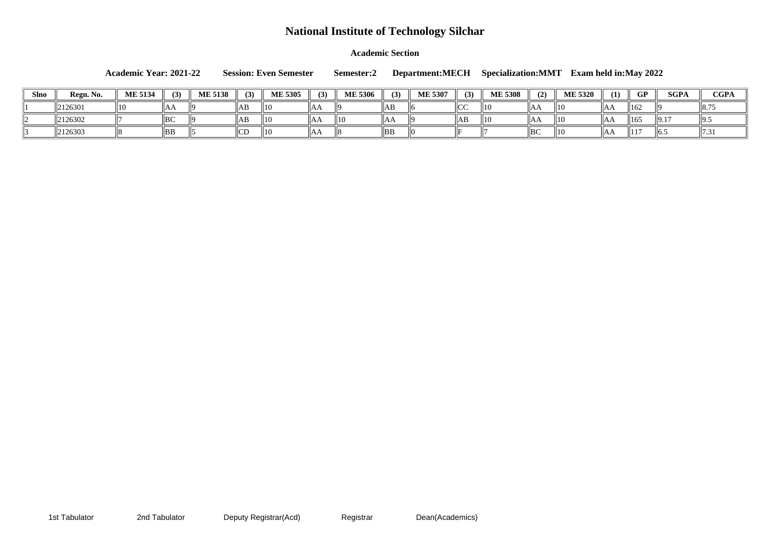# National Institute of Technology Silchar

### Academic Section

**Academic Year: 2021-22 Session: Even Semester Semester:2 Department:MECH Specialization:MMT Exam held in:May 2022**

| Slno | Regn. No. | ME 5134 | (3) | ME 5138 | (3) | ME 5305 | (3) | ME 5306 | (3) | ME 5307 | (3) | ME 5308 | (2) | ME 5320 | (1) | GP | SGPA | CGPA |
|---|---|---|---|---|---|---|---|---|---|---|---|---|---|---|---|---|---|---|
| 1 | 2126301 | 10 | AA | 9 | AB | 10 | AA | 9 | AB | 6 | CC | 10 | AA | 10 | AA | 162 | 9 | 8.75 |
| 2 | 2126302 | 7 | BC | 9 | AB | 10 | AA | 10 | AA | 9 | AB | 10 | AA | 10 | AA | 165 | 9.17 | 9.5 |
| 3 | 2126303 | 8 | BB | 5 | CD | 10 | AA | 8 | BB | 0 | F | 7 | BC | 10 | AA | 117 | 6.5 | 7.31 |

1st Tabulator 2nd Tabulator Deputy Registrar(Acd) Registrar Dean(Academics)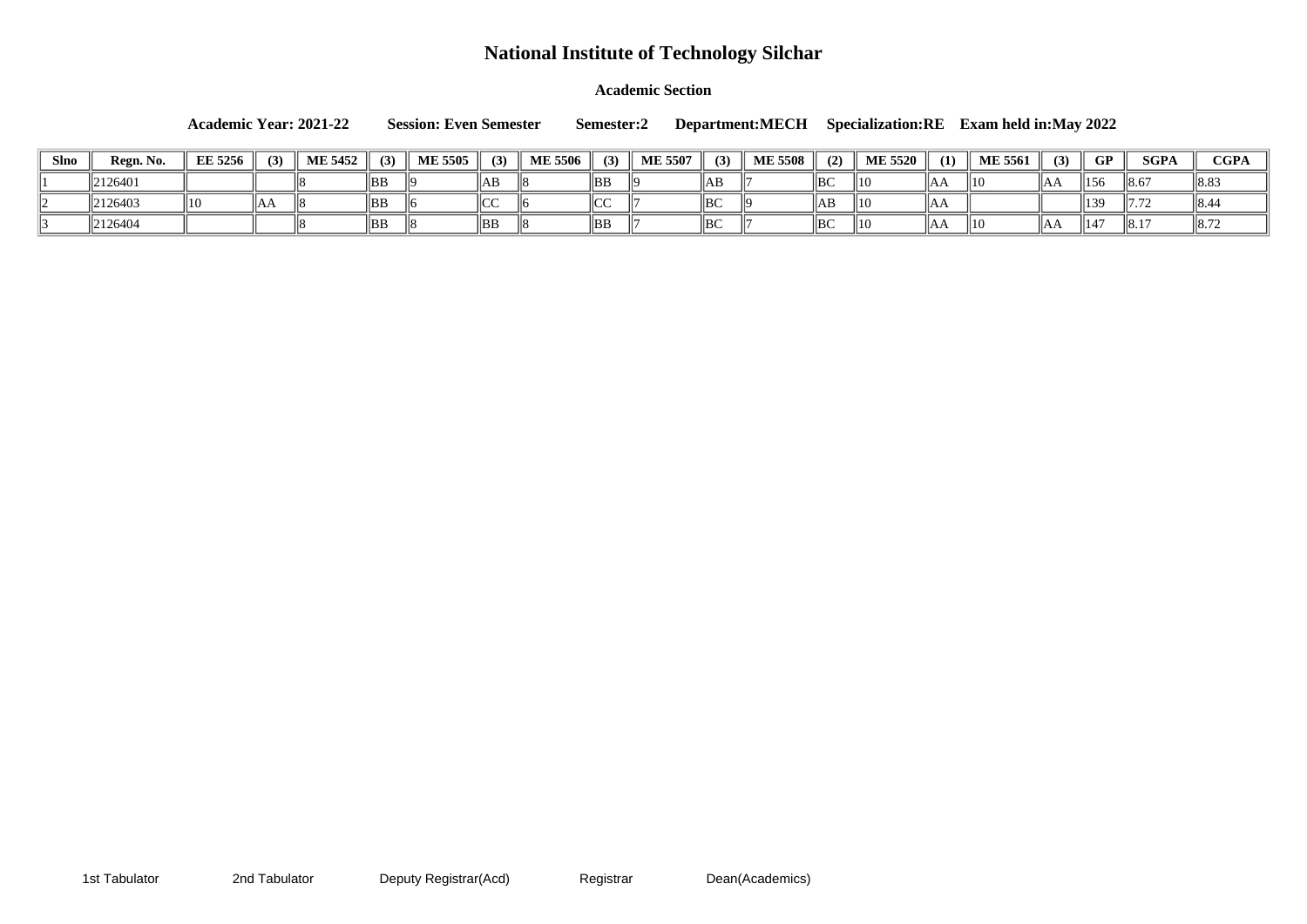# National Institute of Technology Silchar

**Academic Section**

**Academic Year: 2021-22 Session: Even Semester Semester:2 Department:MECH Specialization:RE Exam held in:May 2022**

| Slno | Regn. No. | EE 5256 | (3) | ME 5452 | (3) | ME 5505 | (3) | ME 5506 | (3) | ME 5507 | (3) | ME 5508 | (2) | ME 5520 | (1) | ME 5561 | (3) | GP | SGPA | CGPA |
|---|---|---|---|---|---|---|---|---|---|---|---|---|---|---|---|---|---|---|---|---|
| 1 | 2126401 | | | 8 | BB | 9 | AB | 8 | BB | 9 | AB | 7 | BC | 10 | AA | 10 | AA | 156 | 8.67 | 8.83 |
| 2 | 2126403 | 10 | AA | 8 | BB | 6 | CC | 6 | CC | 7 | BC | 9 | AB | 10 | AA | | | 139 | 7.72 | 8.44 |
| 3 | 2126404 | | | 8 | BB | 8 | BB | 8 | BB | 7 | BC | 7 | BC | 10 | AA | 10 | AA | 147 | 8.17 | 8.72 |

1st Tabulator 2nd Tabulator Deputy Registrar(Acd) Registrar Dean(Academics)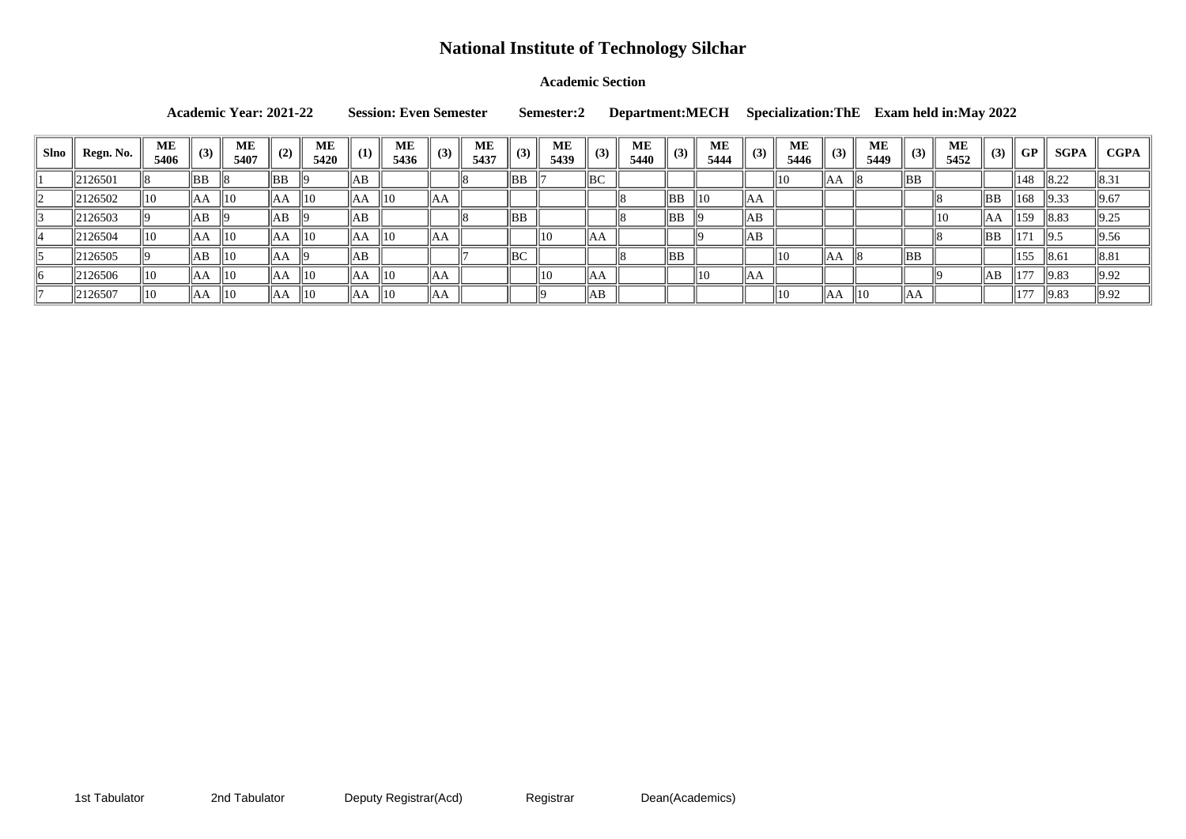# National Institute of Technology Silchar

### Academic Section

**Academic Year: 2021-22 Session: Even Semester Semester:2 Department:MECH Specialization:ThE Exam held in:May 2022**

| Slno | Regn. No. | ME 5406 | (3) | ME 5407 | (2) | ME 5420 | (1) | ME 5436 | (3) | ME 5437 | (3) | ME 5439 | (3) | ME 5440 | (3) | ME 5444 | (3) | ME 5446 | (3) | ME 5449 | (3) | ME 5452 | (3) | GP | SGPA | CGPA |
|---|---|---|---|---|---|---|---|---|---|---|---|---|---|---|---|---|---|---|---|---|---|---|---|---|---|---|
| 1 | 2126501 | 8 | BB | 8 | BB | 9 | AB | | | 8 | BB | 7 | BC | | | | | 10 | AA | 8 | BB | | | 148 | 8.22 | 8.31 |
| 2 | 2126502 | 10 | AA | 10 | AA | 10 | AA | 10 | AA | | | | | 8 | BB | 10 | AA | | | | | 8 | BB | 168 | 9.33 | 9.67 |
| 3 | 2126503 | 9 | AB | 9 | AB | 9 | AB | | | 8 | BB | | | 8 | BB | 9 | AB | | | | | 10 | AA | 159 | 8.83 | 9.25 |
| 4 | 2126504 | 10 | AA | 10 | AA | 10 | AA | 10 | AA | | | 10 | AA | | | 9 | AB | | | | | 8 | BB | 171 | 9.5 | 9.56 |
| 5 | 2126505 | 9 | AB | 10 | AA | 9 | AB | | | 7 | BC | | | 8 | BB | | | 10 | AA | 8 | BB | | | 155 | 8.61 | 8.81 |
| 6 | 2126506 | 10 | AA | 10 | AA | 10 | AA | 10 | AA | | | 10 | AA | | | 10 | AA | | | | | 9 | AB | 177 | 9.83 | 9.92 |
| 7 | 2126507 | 10 | AA | 10 | AA | 10 | AA | 10 | AA | | | 9 | AB | | | | | 10 | AA | 10 | AA | | | 177 | 9.83 | 9.92 |

1st Tabulator 2nd Tabulator Deputy Registrar(Acd) Registrar Dean(Academics)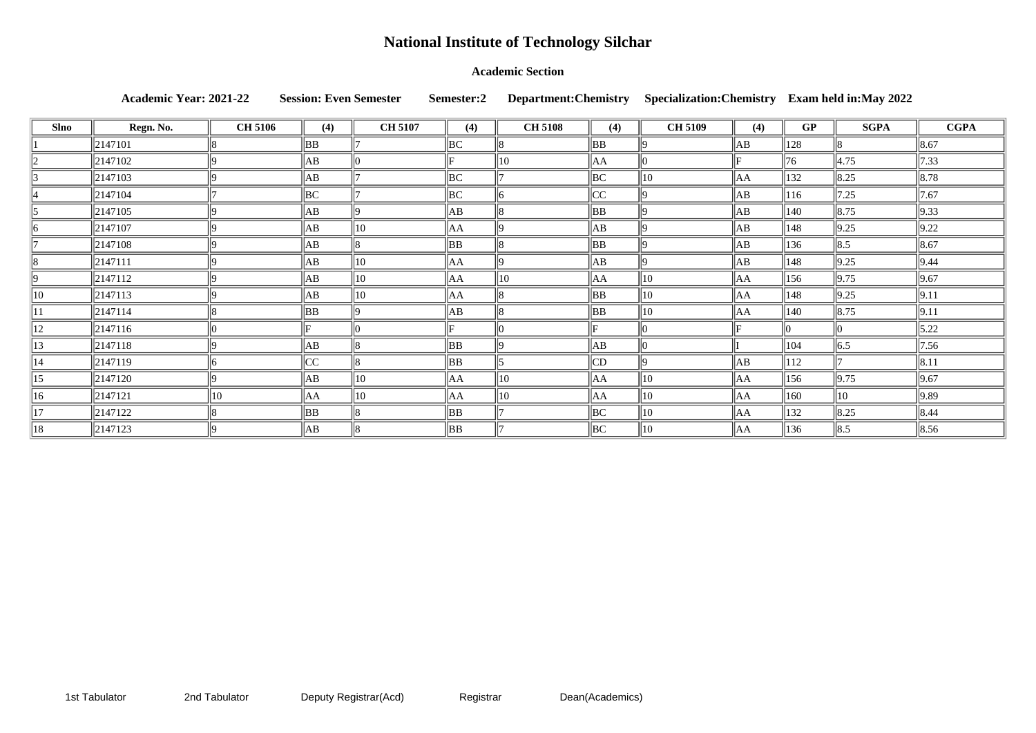# National Institute of Technology Silchar

**Academic Section**

**Academic Year: 2021-22 Session: Even Semester Semester:2 Department:Chemistry Specialization:Chemistry Exam held in:May 2022**

| Slno | Regn. No. | CH 5106 | (4) | CH 5107 | (4) | CH 5108 | (4) | CH 5109 | (4) | GP | SGPA | CGPA |
|---|---|---|---|---|---|---|---|---|---|---|---|---|
| 1 | 2147101 | 8 | BB | 7 | BC | 8 | BB | 9 | AB | 128 | 8 | 8.67 |
| 2 | 2147102 | 9 | AB | 0 | F | 10 | AA | 0 | F | 76 | 4.75 | 7.33 |
| 3 | 2147103 | 9 | AB | 7 | BC | 7 | BC | 10 | AA | 132 | 8.25 | 8.78 |
| 4 | 2147104 | 7 | BC | 7 | BC | 6 | CC | 9 | AB | 116 | 7.25 | 7.67 |
| 5 | 2147105 | 9 | AB | 9 | AB | 8 | BB | 9 | AB | 140 | 8.75 | 9.33 |
| 6 | 2147107 | 9 | AB | 10 | AA | 9 | AB | 9 | AB | 148 | 9.25 | 9.22 |
| 7 | 2147108 | 9 | AB | 8 | BB | 8 | BB | 9 | AB | 136 | 8.5 | 8.67 |
| 8 | 2147111 | 9 | AB | 10 | AA | 9 | AB | 9 | AB | 148 | 9.25 | 9.44 |
| 9 | 2147112 | 9 | AB | 10 | AA | 10 | AA | 10 | AA | 156 | 9.75 | 9.67 |
| 10 | 2147113 | 9 | AB | 10 | AA | 8 | BB | 10 | AA | 148 | 9.25 | 9.11 |
| 11 | 2147114 | 8 | BB | 9 | AB | 8 | BB | 10 | AA | 140 | 8.75 | 9.11 |
| 12 | 2147116 | 0 | F | 0 | F | 0 | F | 0 | F | 0 | 0 | 5.22 |
| 13 | 2147118 | 9 | AB | 8 | BB | 9 | AB | 0 | I | 104 | 6.5 | 7.56 |
| 14 | 2147119 | 6 | CC | 8 | BB | 5 | CD | 9 | AB | 112 | 7 | 8.11 |
| 15 | 2147120 | 9 | AB | 10 | AA | 10 | AA | 10 | AA | 156 | 9.75 | 9.67 |
| 16 | 2147121 | 10 | AA | 10 | AA | 10 | AA | 10 | AA | 160 | 10 | 9.89 |
| 17 | 2147122 | 8 | BB | 8 | BB | 7 | BC | 10 | AA | 132 | 8.25 | 8.44 |
| 18 | 2147123 | 9 | AB | 8 | BB | 7 | BC | 10 | AA | 136 | 8.5 | 8.56 |

1st Tabulator 2nd Tabulator Deputy Registrar(Acd) Registrar Dean(Academics)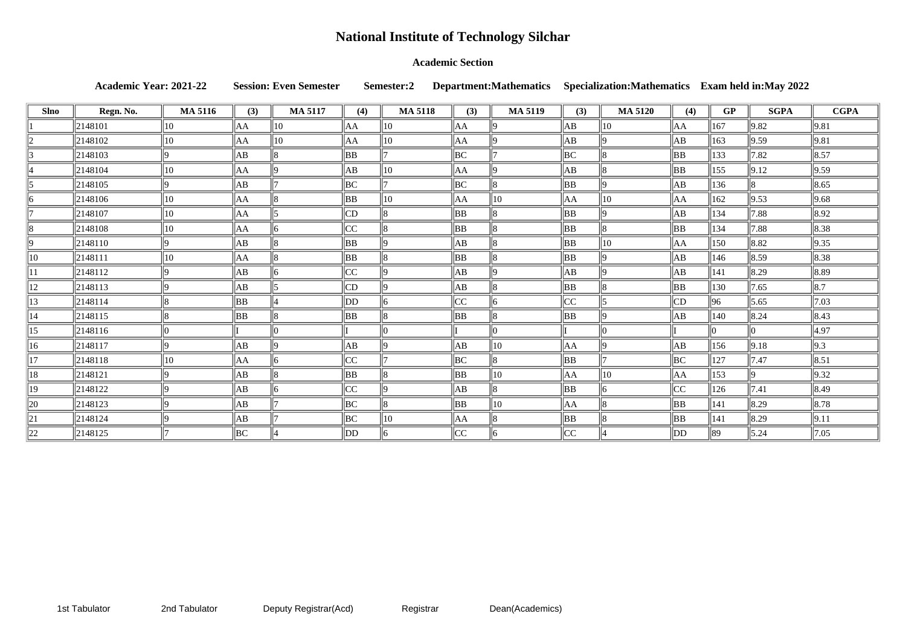# National Institute of Technology Silchar

### Academic Section

**Academic Year: 2021-22** **Session: Even Semester** **Semester:2** **Department:Mathematics** **Specialization:Mathematics** **Exam held in:May 2022**

| Slno | Regn. No. | MA 5116 | (3) | MA 5117 | (4) | MA 5118 | (3) | MA 5119 | (3) | MA 5120 | (4) | GP | SGPA | CGPA |
|---|---|---|---|---|---|---|---|---|---|---|---|---|---|---|
| 1 | 2148101 | 10 | AA | 10 | AA | 10 | AA | 9 | AB | 10 | AA | 167 | 9.82 | 9.81 |
| 2 | 2148102 | 10 | AA | 10 | AA | 10 | AA | 9 | AB | 9 | AB | 163 | 9.59 | 9.81 |
| 3 | 2148103 | 9 | AB | 8 | BB | 7 | BC | 7 | BC | 8 | BB | 133 | 7.82 | 8.57 |
| 4 | 2148104 | 10 | AA | 9 | AB | 10 | AA | 9 | AB | 8 | BB | 155 | 9.12 | 9.59 |
| 5 | 2148105 | 9 | AB | 7 | BC | 7 | BC | 8 | BB | 9 | AB | 136 | 8 | 8.65 |
| 6 | 2148106 | 10 | AA | 8 | BB | 10 | AA | 10 | AA | 10 | AA | 162 | 9.53 | 9.68 |
| 7 | 2148107 | 10 | AA | 5 | CD | 8 | BB | 8 | BB | 9 | AB | 134 | 7.88 | 8.92 |
| 8 | 2148108 | 10 | AA | 6 | CC | 8 | BB | 8 | BB | 8 | BB | 134 | 7.88 | 8.38 |
| 9 | 2148110 | 9 | AB | 8 | BB | 9 | AB | 8 | BB | 10 | AA | 150 | 8.82 | 9.35 |
| 10 | 2148111 | 10 | AA | 8 | BB | 8 | BB | 8 | BB | 9 | AB | 146 | 8.59 | 8.38 |
| 11 | 2148112 | 9 | AB | 6 | CC | 9 | AB | 9 | AB | 9 | AB | 141 | 8.29 | 8.89 |
| 12 | 2148113 | 9 | AB | 5 | CD | 9 | AB | 8 | BB | 8 | BB | 130 | 7.65 | 8.7 |
| 13 | 2148114 | 8 | BB | 4 | DD | 6 | CC | 6 | CC | 5 | CD | 96 | 5.65 | 7.03 |
| 14 | 2148115 | 8 | BB | 8 | BB | 8 | BB | 8 | BB | 9 | AB | 140 | 8.24 | 8.43 |
| 15 | 2148116 | 0 | I | 0 | I | 0 | I | 0 | I | 0 | I | 0 | 0 | 4.97 |
| 16 | 2148117 | 9 | AB | 9 | AB | 9 | AB | 10 | AA | 9 | AB | 156 | 9.18 | 9.3 |
| 17 | 2148118 | 10 | AA | 6 | CC | 7 | BC | 8 | BB | 7 | BC | 127 | 7.47 | 8.51 |
| 18 | 2148121 | 9 | AB | 8 | BB | 8 | BB | 10 | AA | 10 | AA | 153 | 9 | 9.32 |
| 19 | 2148122 | 9 | AB | 6 | CC | 9 | AB | 8 | BB | 6 | CC | 126 | 7.41 | 8.49 |
| 20 | 2148123 | 9 | AB | 7 | BC | 8 | BB | 10 | AA | 8 | BB | 141 | 8.29 | 8.78 |
| 21 | 2148124 | 9 | AB | 7 | BC | 10 | AA | 8 | BB | 8 | BB | 141 | 8.29 | 9.11 |
| 22 | 2148125 | 7 | BC | 4 | DD | 6 | CC | 6 | CC | 4 | DD | 89 | 5.24 | 7.05 |

1st Tabulator 2nd Tabulator Deputy Registrar(Acd) Registrar Dean(Academics)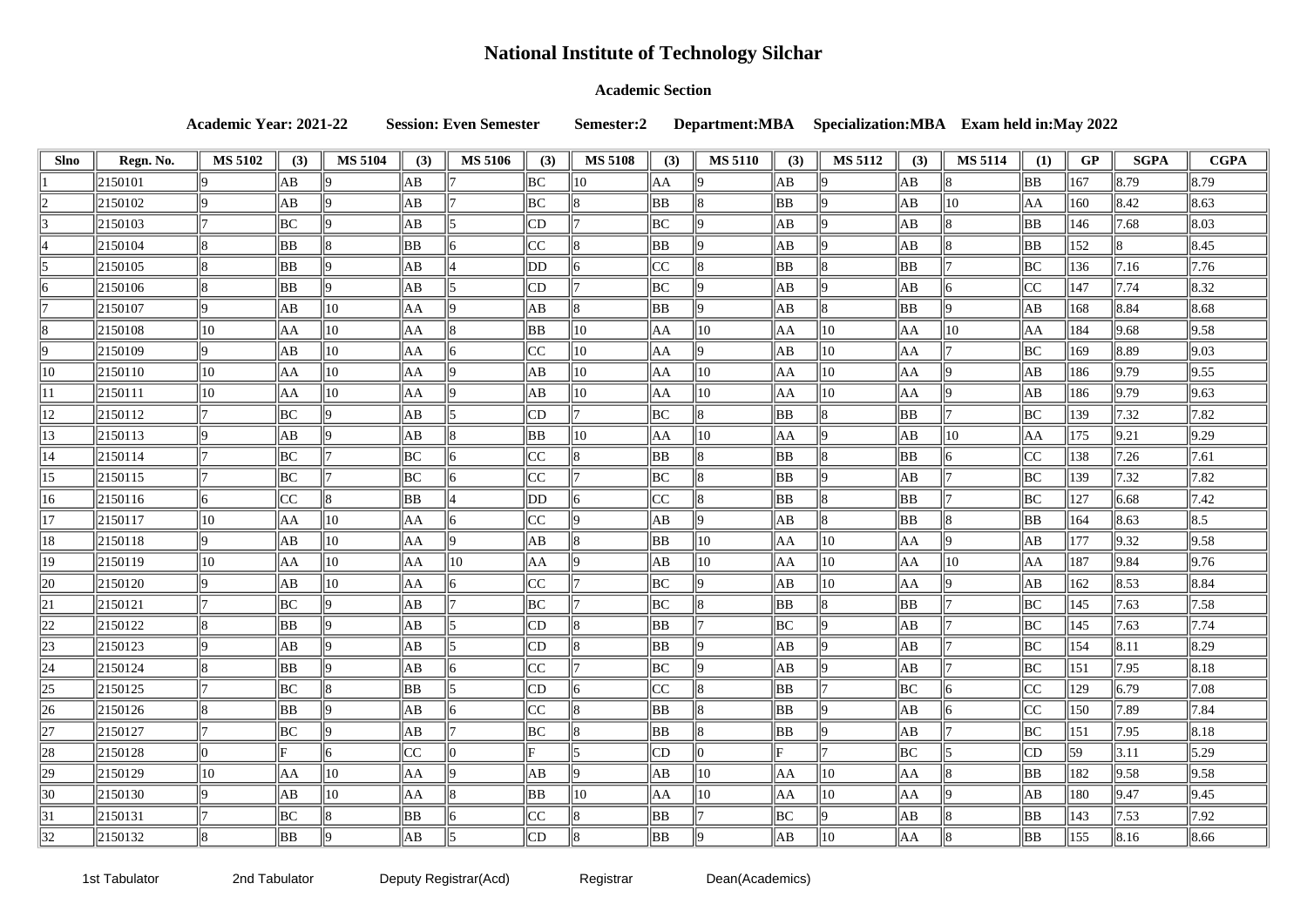# National Institute of Technology Silchar

## Academic Section

**Academic Year: 2021-22 Session: Even Semester Semester:2 Department:MBA Specialization:MBA Exam held in:May 2022**

| Slno | Regn. No. | MS 5102 | (3) | MS 5104 | (3) | MS 5106 | (3) | MS 5108 | (3) | MS 5110 | (3) | MS 5112 | (3) | MS 5114 | (1) | GP | SGPA | CGPA |
|---|---|---|---|---|---|---|---|---|---|---|---|---|---|---|---|---|---|---|
| 1 | 2150101 | 9 | AB | 9 | AB | 7 | BC | 10 | AA | 9 | AB | 9 | AB | 8 | BB | 167 | 8.79 | 8.79 |
| 2 | 2150102 | 9 | AB | 9 | AB | 7 | BC | 8 | BB | 8 | BB | 9 | AB | 10 | AA | 160 | 8.42 | 8.63 |
| 3 | 2150103 | 7 | BC | 9 | AB | 5 | CD | 7 | BC | 9 | AB | 9 | AB | 8 | BB | 146 | 7.68 | 8.03 |
| 4 | 2150104 | 8 | BB | 8 | BB | 6 | CC | 8 | BB | 9 | AB | 9 | AB | 8 | BB | 152 | 8 | 8.45 |
| 5 | 2150105 | 8 | BB | 9 | AB | 4 | DD | 6 | CC | 8 | BB | 8 | BB | 7 | BC | 136 | 7.16 | 7.76 |
| 6 | 2150106 | 8 | BB | 9 | AB | 5 | CD | 7 | BC | 9 | AB | 9 | AB | 6 | CC | 147 | 7.74 | 8.32 |
| 7 | 2150107 | 9 | AB | 10 | AA | 9 | AB | 8 | BB | 9 | AB | 8 | BB | 9 | AB | 168 | 8.84 | 8.68 |
| 8 | 2150108 | 10 | AA | 10 | AA | 8 | BB | 10 | AA | 10 | AA | 10 | AA | 10 | AA | 184 | 9.68 | 9.58 |
| 9 | 2150109 | 9 | AB | 10 | AA | 6 | CC | 10 | AA | 9 | AB | 10 | AA | 7 | BC | 169 | 8.89 | 9.03 |
| 10 | 2150110 | 10 | AA | 10 | AA | 9 | AB | 10 | AA | 10 | AA | 10 | AA | 9 | AB | 186 | 9.79 | 9.55 |
| 11 | 2150111 | 10 | AA | 10 | AA | 9 | AB | 10 | AA | 10 | AA | 10 | AA | 9 | AB | 186 | 9.79 | 9.63 |
| 12 | 2150112 | 7 | BC | 9 | AB | 5 | CD | 7 | BC | 8 | BB | 8 | BB | 7 | BC | 139 | 7.32 | 7.82 |
| 13 | 2150113 | 9 | AB | 9 | AB | 8 | BB | 10 | AA | 10 | AA | 9 | AB | 10 | AA | 175 | 9.21 | 9.29 |
| 14 | 2150114 | 7 | BC | 7 | BC | 6 | CC | 8 | BB | 8 | BB | 8 | BB | 6 | CC | 138 | 7.26 | 7.61 |
| 15 | 2150115 | 7 | BC | 7 | BC | 6 | CC | 7 | BC | 8 | BB | 9 | AB | 7 | BC | 139 | 7.32 | 7.82 |
| 16 | 2150116 | 6 | CC | 8 | BB | 4 | DD | 6 | CC | 8 | BB | 8 | BB | 7 | BC | 127 | 6.68 | 7.42 |
| 17 | 2150117 | 10 | AA | 10 | AA | 6 | CC | 9 | AB | 9 | AB | 8 | BB | 8 | BB | 164 | 8.63 | 8.5 |
| 18 | 2150118 | 9 | AB | 10 | AA | 9 | AB | 8 | BB | 10 | AA | 10 | AA | 9 | AB | 177 | 9.32 | 9.58 |
| 19 | 2150119 | 10 | AA | 10 | AA | 10 | AA | 9 | AB | 10 | AA | 10 | AA | 10 | AA | 187 | 9.84 | 9.76 |
| 20 | 2150120 | 9 | AB | 10 | AA | 6 | CC | 7 | BC | 9 | AB | 10 | AA | 9 | AB | 162 | 8.53 | 8.84 |
| 21 | 2150121 | 7 | BC | 9 | AB | 7 | BC | 7 | BC | 8 | BB | 8 | BB | 7 | BC | 145 | 7.63 | 7.58 |
| 22 | 2150122 | 8 | BB | 9 | AB | 5 | CD | 8 | BB | 7 | BC | 9 | AB | 7 | BC | 145 | 7.63 | 7.74 |
| 23 | 2150123 | 9 | AB | 9 | AB | 5 | CD | 8 | BB | 9 | AB | 9 | AB | 7 | BC | 154 | 8.11 | 8.29 |
| 24 | 2150124 | 8 | BB | 9 | AB | 6 | CC | 7 | BC | 9 | AB | 9 | AB | 7 | BC | 151 | 7.95 | 8.18 |
| 25 | 2150125 | 7 | BC | 8 | BB | 5 | CD | 6 | CC | 8 | BB | 7 | BC | 6 | CC | 129 | 6.79 | 7.08 |
| 26 | 2150126 | 8 | BB | 9 | AB | 6 | CC | 8 | BB | 8 | BB | 9 | AB | 6 | CC | 150 | 7.89 | 7.84 |
| 27 | 2150127 | 7 | BC | 9 | AB | 7 | BC | 8 | BB | 8 | BB | 9 | AB | 7 | BC | 151 | 7.95 | 8.18 |
| 28 | 2150128 | 0 | F | 6 | CC | 0 | F | 5 | CD | 0 | F | 7 | BC | 5 | CD | 59 | 3.11 | 5.29 |
| 29 | 2150129 | 10 | AA | 10 | AA | 9 | AB | 9 | AB | 10 | AA | 10 | AA | 8 | BB | 182 | 9.58 | 9.58 |
| 30 | 2150130 | 9 | AB | 10 | AA | 8 | BB | 10 | AA | 10 | AA | 10 | AA | 9 | AB | 180 | 9.47 | 9.45 |
| 31 | 2150131 | 7 | BC | 8 | BB | 6 | CC | 8 | BB | 7 | BC | 9 | AB | 8 | BB | 143 | 7.53 | 7.92 |
| 32 | 2150132 | 8 | BB | 9 | AB | 5 | CD | 8 | BB | 9 | AB | 10 | AA | 8 | BB | 155 | 8.16 | 8.66 |

1st Tabulator 2nd Tabulator Deputy Registrar(Acd) Registrar Dean(Academics)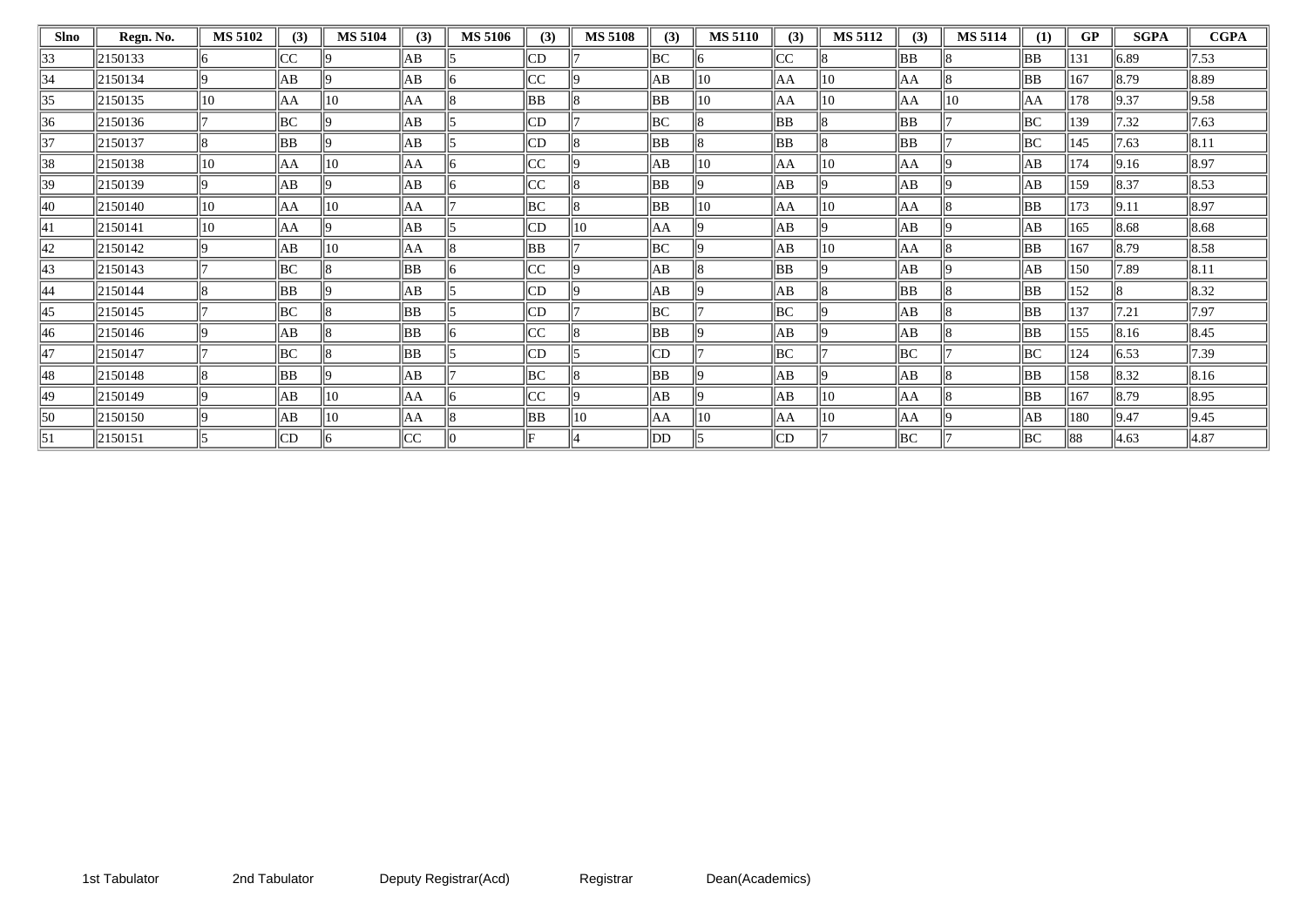| Slno | Regn. No. | MS 5102 | (3) | MS 5104 | (3) | MS 5106 | (3) | MS 5108 | (3) | MS 5110 | (3) | MS 5112 | (3) | MS 5114 | (1) | GP | SGPA | CGPA |
|---|---|---|---|---|---|---|---|---|---|---|---|---|---|---|---|---|---|---|
| 33 | 2150133 | 6 | CC | 9 | AB | 5 | CD | 7 | BC | 6 | CC | 8 | BB | 8 | BB | 131 | 6.89 | 7.53 |
| 34 | 2150134 | 9 | AB | 9 | AB | 6 | CC | 9 | AB | 10 | AA | 10 | AA | 8 | BB | 167 | 8.79 | 8.89 |
| 35 | 2150135 | 10 | AA | 10 | AA | 8 | BB | 8 | BB | 10 | AA | 10 | AA | 10 | AA | 178 | 9.37 | 9.58 |
| 36 | 2150136 | 7 | BC | 9 | AB | 5 | CD | 7 | BC | 8 | BB | 8 | BB | 7 | BC | 139 | 7.32 | 7.63 |
| 37 | 2150137 | 8 | BB | 9 | AB | 5 | CD | 8 | BB | 8 | BB | 8 | BB | 7 | BC | 145 | 7.63 | 8.11 |
| 38 | 2150138 | 10 | AA | 10 | AA | 6 | CC | 9 | AB | 10 | AA | 10 | AA | 9 | AB | 174 | 9.16 | 8.97 |
| 39 | 2150139 | 9 | AB | 9 | AB | 6 | CC | 8 | BB | 9 | AB | 9 | AB | 9 | AB | 159 | 8.37 | 8.53 |
| 40 | 2150140 | 10 | AA | 10 | AA | 7 | BC | 8 | BB | 10 | AA | 10 | AA | 8 | BB | 173 | 9.11 | 8.97 |
| 41 | 2150141 | 10 | AA | 9 | AB | 5 | CD | 10 | AA | 9 | AB | 9 | AB | 9 | AB | 165 | 8.68 | 8.68 |
| 42 | 2150142 | 9 | AB | 10 | AA | 8 | BB | 7 | BC | 9 | AB | 10 | AA | 8 | BB | 167 | 8.79 | 8.58 |
| 43 | 2150143 | 7 | BC | 8 | BB | 6 | CC | 9 | AB | 8 | BB | 9 | AB | 9 | AB | 150 | 7.89 | 8.11 |
| 44 | 2150144 | 8 | BB | 9 | AB | 5 | CD | 9 | AB | 9 | AB | 8 | BB | 8 | BB | 152 | 8 | 8.32 |
| 45 | 2150145 | 7 | BC | 8 | BB | 5 | CD | 7 | BC | 7 | BC | 9 | AB | 8 | BB | 137 | 7.21 | 7.97 |
| 46 | 2150146 | 9 | AB | 8 | BB | 6 | CC | 8 | BB | 9 | AB | 9 | AB | 8 | BB | 155 | 8.16 | 8.45 |
| 47 | 2150147 | 7 | BC | 8 | BB | 5 | CD | 5 | CD | 7 | BC | 7 | BC | 7 | BC | 124 | 6.53 | 7.39 |
| 48 | 2150148 | 8 | BB | 9 | AB | 7 | BC | 8 | BB | 9 | AB | 9 | AB | 8 | BB | 158 | 8.32 | 8.16 |
| 49 | 2150149 | 9 | AB | 10 | AA | 6 | CC | 9 | AB | 9 | AB | 10 | AA | 8 | BB | 167 | 8.79 | 8.95 |
| 50 | 2150150 | 9 | AB | 10 | AA | 8 | BB | 10 | AA | 10 | AA | 10 | AA | 9 | AB | 180 | 9.47 | 9.45 |
| 51 | 2150151 | 5 | CD | 6 | CC | 0 | F | 4 | DD | 5 | CD | 7 | BC | 7 | BC | 88 | 4.63 | 4.87 |

1st Tabulator     2nd Tabulator     Deputy Registrar(Acd)     Registrar     Dean(Academics)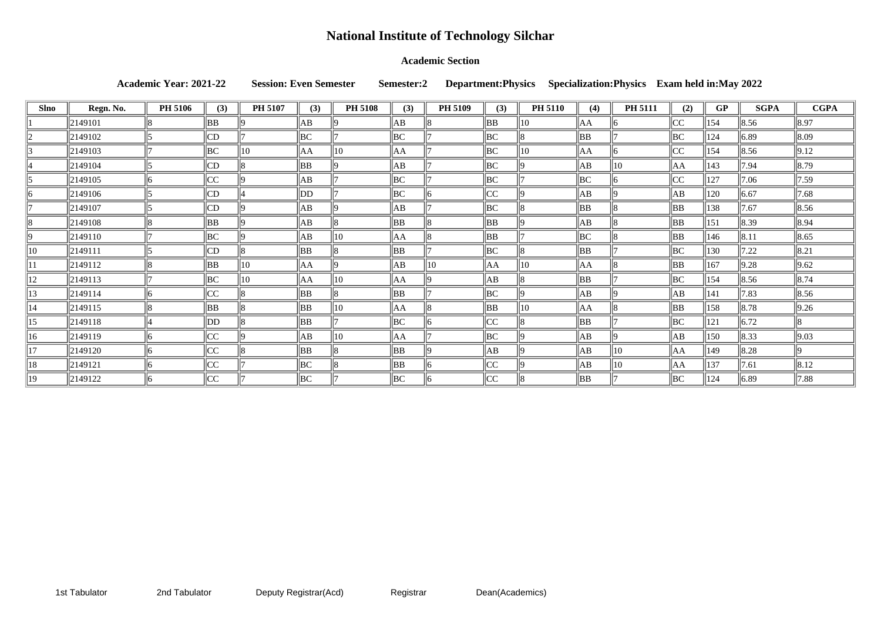# National Institute of Technology Silchar

### Academic Section

**Academic Year: 2021-22 Session: Even Semester Semester:2 Department:Physics Specialization:Physics Exam held in:May 2022**

| Slno | Regn. No. | PH 5106 | (3) | PH 5107 | (3) | PH 5108 | (3) | PH 5109 | (3) | PH 5110 | (4) | PH 5111 | (2) | GP | SGPA | CGPA |
|---|---|---|---|---|---|---|---|---|---|---|---|---|---|---|---|---|
| 1 | 2149101 | 8 | BB | 9 | AB | 9 | AB | 8 | BB | 10 | AA | 6 | CC | 154 | 8.56 | 8.97 |
| 2 | 2149102 | 5 | CD | 7 | BC | 7 | BC | 7 | BC | 8 | BB | 7 | BC | 124 | 6.89 | 8.09 |
| 3 | 2149103 | 7 | BC | 10 | AA | 10 | AA | 7 | BC | 10 | AA | 6 | CC | 154 | 8.56 | 9.12 |
| 4 | 2149104 | 5 | CD | 8 | BB | 9 | AB | 7 | BC | 9 | AB | 10 | AA | 143 | 7.94 | 8.79 |
| 5 | 2149105 | 6 | CC | 9 | AB | 7 | BC | 7 | BC | 7 | BC | 6 | CC | 127 | 7.06 | 7.59 |
| 6 | 2149106 | 5 | CD | 4 | DD | 7 | BC | 6 | CC | 9 | AB | 9 | AB | 120 | 6.67 | 7.68 |
| 7 | 2149107 | 5 | CD | 9 | AB | 9 | AB | 7 | BC | 8 | BB | 8 | BB | 138 | 7.67 | 8.56 |
| 8 | 2149108 | 8 | BB | 9 | AB | 8 | BB | 8 | BB | 9 | AB | 8 | BB | 151 | 8.39 | 8.94 |
| 9 | 2149110 | 7 | BC | 9 | AB | 10 | AA | 8 | BB | 7 | BC | 8 | BB | 146 | 8.11 | 8.65 |
| 10 | 2149111 | 5 | CD | 8 | BB | 8 | BB | 7 | BC | 8 | BB | 7 | BC | 130 | 7.22 | 8.21 |
| 11 | 2149112 | 8 | BB | 10 | AA | 9 | AB | 10 | AA | 10 | AA | 8 | BB | 167 | 9.28 | 9.62 |
| 12 | 2149113 | 7 | BC | 10 | AA | 10 | AA | 9 | AB | 8 | BB | 7 | BC | 154 | 8.56 | 8.74 |
| 13 | 2149114 | 6 | CC | 8 | BB | 8 | BB | 7 | BC | 9 | AB | 9 | AB | 141 | 7.83 | 8.56 |
| 14 | 2149115 | 8 | BB | 8 | BB | 10 | AA | 8 | BB | 10 | AA | 8 | BB | 158 | 8.78 | 9.26 |
| 15 | 2149118 | 4 | DD | 8 | BB | 7 | BC | 6 | CC | 8 | BB | 7 | BC | 121 | 6.72 | 8 |
| 16 | 2149119 | 6 | CC | 9 | AB | 10 | AA | 7 | BC | 9 | AB | 9 | AB | 150 | 8.33 | 9.03 |
| 17 | 2149120 | 6 | CC | 8 | BB | 8 | BB | 9 | AB | 9 | AB | 10 | AA | 149 | 8.28 | 9 |
| 18 | 2149121 | 6 | CC | 7 | BC | 8 | BB | 6 | CC | 9 | AB | 10 | AA | 137 | 7.61 | 8.12 |
| 19 | 2149122 | 6 | CC | 7 | BC | 7 | BC | 6 | CC | 8 | BB | 7 | BC | 124 | 6.89 | 7.88 |

1st Tabulator 2nd Tabulator Deputy Registrar(Acd) Registrar Dean(Academics)